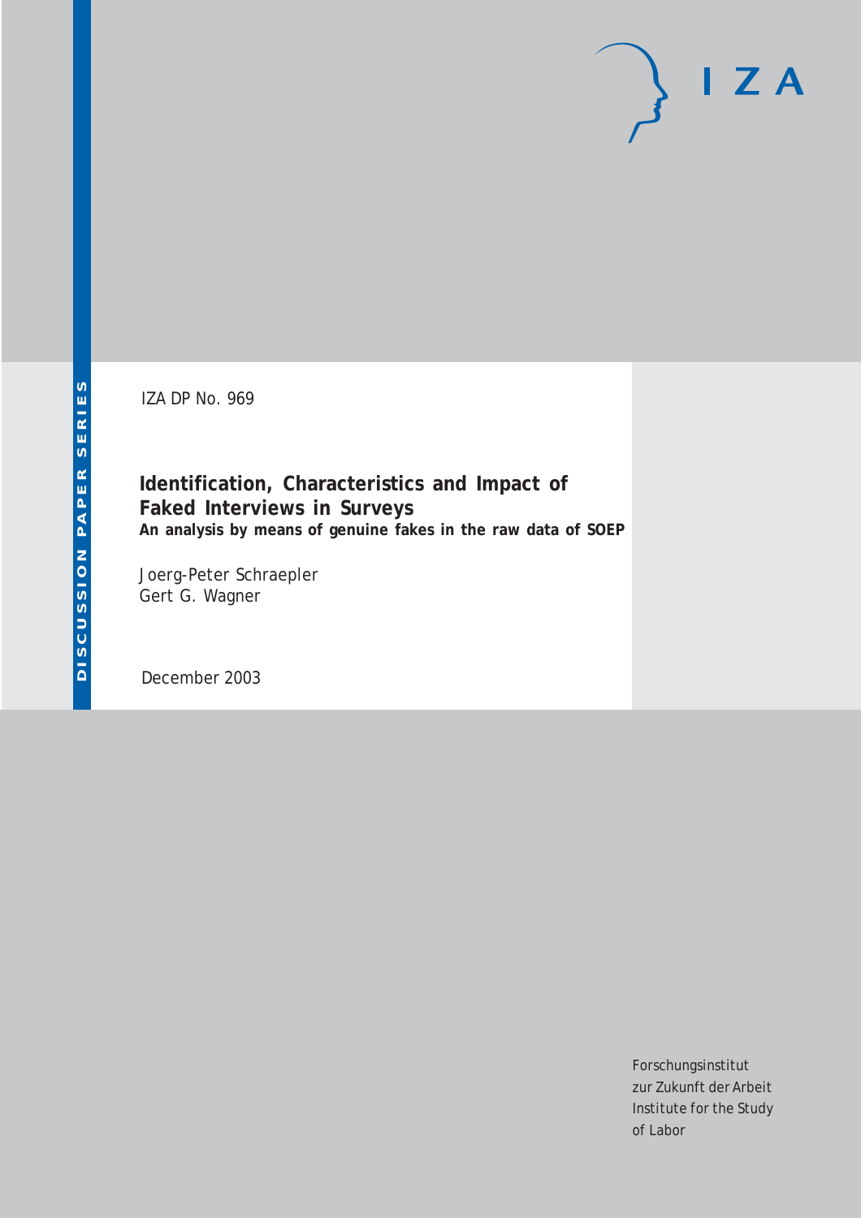IZA DP No. 969

# Identification, Characteristics and Impact of Faked Interviews in Surveys

**An analysis by means of genuine fakes in the raw data of SOEP**

Joerg-Peter Schraepler
Gert G. Wagner

December 2003

Forschungsinstitut
zur Zukunft der Arbeit
Institute for the Study
of Labor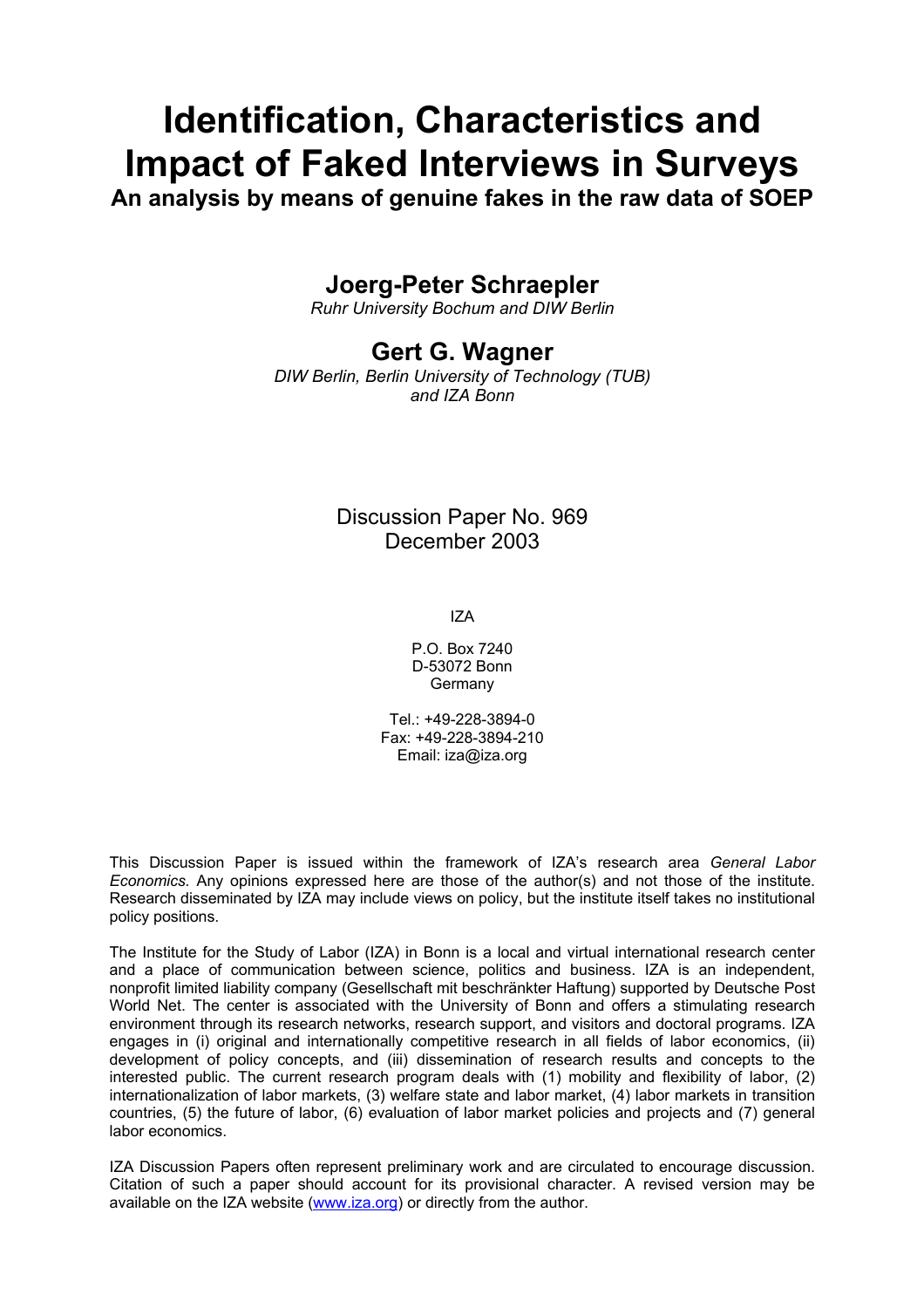# Identification, Characteristics and Impact of Faked Interviews in Surveys

**An analysis by means of genuine fakes in the raw data of SOEP**

## Joerg-Peter Schraepler

*Ruhr University Bochum and DIW Berlin*

## Gert G. Wagner

*DIW Berlin, Berlin University of Technology (TUB) and IZA Bonn*

Discussion Paper No. 969
December 2003

IZA

P.O. Box 7240
D-53072 Bonn
Germany

Tel.: +49-228-3894-0
Fax: +49-228-3894-210
Email: iza@iza.org

This Discussion Paper is issued within the framework of IZA's research area *General Labor Economics.* Any opinions expressed here are those of the author(s) and not those of the institute. Research disseminated by IZA may include views on policy, but the institute itself takes no institutional policy positions.

The Institute for the Study of Labor (IZA) in Bonn is a local and virtual international research center and a place of communication between science, politics and business. IZA is an independent, nonprofit limited liability company (Gesellschaft mit beschränkter Haftung) supported by Deutsche Post World Net. The center is associated with the University of Bonn and offers a stimulating research environment through its research networks, research support, and visitors and doctoral programs. IZA engages in (i) original and internationally competitive research in all fields of labor economics, (ii) development of policy concepts, and (iii) dissemination of research results and concepts to the interested public. The current research program deals with (1) mobility and flexibility of labor, (2) internationalization of labor markets, (3) welfare state and labor market, (4) labor markets in transition countries, (5) the future of labor, (6) evaluation of labor market policies and projects and (7) general labor economics.

IZA Discussion Papers often represent preliminary work and are circulated to encourage discussion. Citation of such a paper should account for its provisional character. A revised version may be available on the IZA website (www.iza.org) or directly from the author.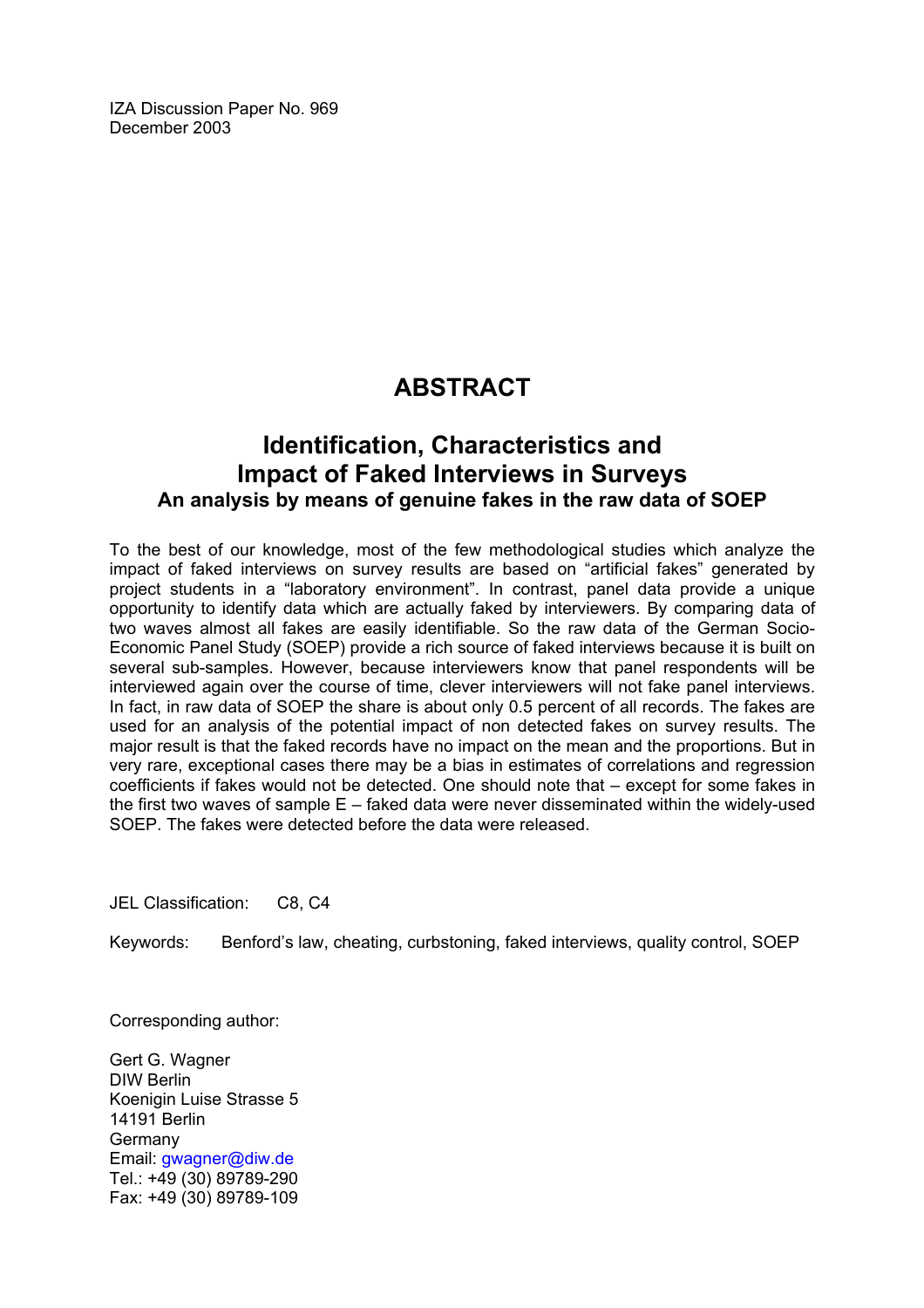IZA Discussion Paper No. 969
December 2003

# ABSTRACT

## Identification, Characteristics and Impact of Faked Interviews in Surveys

### An analysis by means of genuine fakes in the raw data of SOEP

To the best of our knowledge, most of the few methodological studies which analyze the impact of faked interviews on survey results are based on "artificial fakes" generated by project students in a "laboratory environment". In contrast, panel data provide a unique opportunity to identify data which are actually faked by interviewers. By comparing data of two waves almost all fakes are easily identifiable. So the raw data of the German Socio-Economic Panel Study (SOEP) provide a rich source of faked interviews because it is built on several sub-samples. However, because interviewers know that panel respondents will be interviewed again over the course of time, clever interviewers will not fake panel interviews. In fact, in raw data of SOEP the share is about only 0.5 percent of all records. The fakes are used for an analysis of the potential impact of non detected fakes on survey results. The major result is that the faked records have no impact on the mean and the proportions. But in very rare, exceptional cases there may be a bias in estimates of correlations and regression coefficients if fakes would not be detected. One should note that – except for some fakes in the first two waves of sample E – faked data were never disseminated within the widely-used SOEP. The fakes were detected before the data were released.

JEL Classification: C8, C4

Keywords: Benford's law, cheating, curbstoning, faked interviews, quality control, SOEP

Corresponding author:

Gert G. Wagner
DIW Berlin
Koenigin Luise Strasse 5
14191 Berlin
Germany
Email: gwagner@diw.de
Tel.: +49 (30) 89789-290
Fax: +49 (30) 89789-109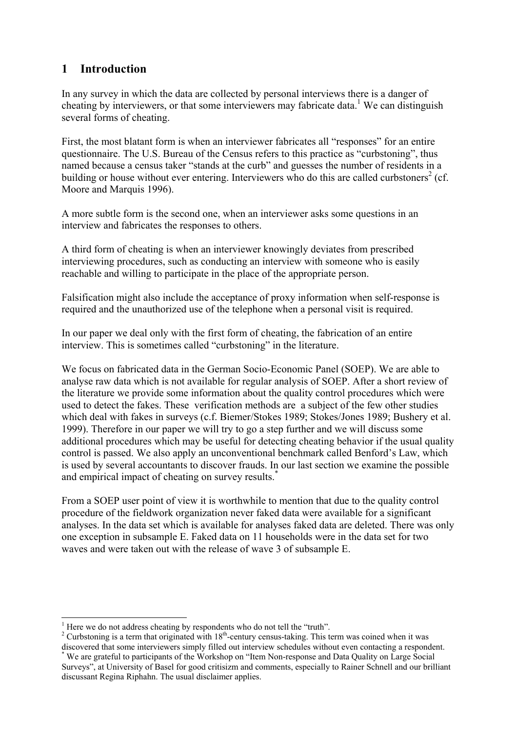## 1 Introduction

In any survey in which the data are collected by personal interviews there is a danger of cheating by interviewers, or that some interviewers may fabricate data.[1] We can distinguish several forms of cheating.

First, the most blatant form is when an interviewer fabricates all "responses" for an entire questionnaire. The U.S. Bureau of the Census refers to this practice as "curbstoning", thus named because a census taker "stands at the curb" and guesses the number of residents in a building or house without ever entering. Interviewers who do this are called curbstoners[2] (cf. Moore and Marquis 1996).

A more subtle form is the second one, when an interviewer asks some questions in an interview and fabricates the responses to others.

A third form of cheating is when an interviewer knowingly deviates from prescribed interviewing procedures, such as conducting an interview with someone who is easily reachable and willing to participate in the place of the appropriate person.

Falsification might also include the acceptance of proxy information when self-response is required and the unauthorized use of the telephone when a personal visit is required.

In our paper we deal only with the first form of cheating, the fabrication of an entire interview. This is sometimes called "curbstoning" in the literature.

We focus on fabricated data in the German Socio-Economic Panel (SOEP). We are able to analyse raw data which is not available for regular analysis of SOEP. After a short review of the literature we provide some information about the quality control procedures which were used to detect the fakes. These verification methods are a subject of the few other studies which deal with fakes in surveys (c.f. Biemer/Stokes 1989; Stokes/Jones 1989; Bushery et al. 1999). Therefore in our paper we will try to go a step further and we will discuss some additional procedures which may be useful for detecting cheating behavior if the usual quality control is passed. We also apply an unconventional benchmark called Benford's Law, which is used by several accountants to discover frauds. In our last section we examine the possible and empirical impact of cheating on survey results.[*]

From a SOEP user point of view it is worthwhile to mention that due to the quality control procedure of the fieldwork organization never faked data were available for a significant analyses. In the data set which is available for analyses faked data are deleted. There was only one exception in subsample E. Faked data on 11 households were in the data set for two waves and were taken out with the release of wave 3 of subsample E.

---

[1] Here we do not address cheating by respondents who do not tell the "truth".

[2] Curbstoning is a term that originated with 18th-century census-taking. This term was coined when it was discovered that some interviewers simply filled out interview schedules without even contacting a respondent.

[*] We are grateful to participants of the Workshop on "Item Non-response and Data Quality on Large Social Surveys", at University of Basel for good critisizm and comments, especially to Rainer Schnell and our brilliant discussant Regina Riphahn. The usual disclaimer applies.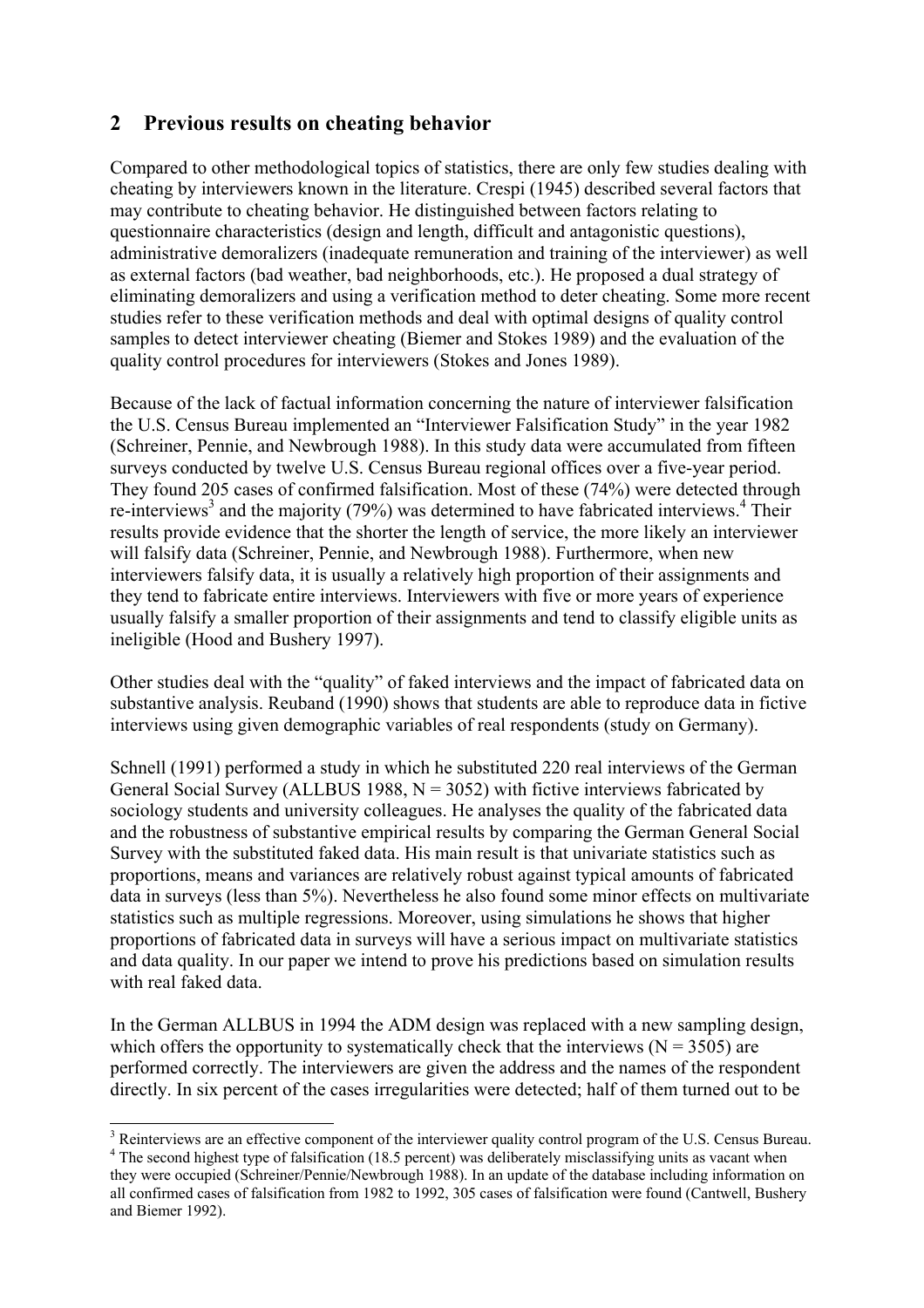## 2 Previous results on cheating behavior

Compared to other methodological topics of statistics, there are only few studies dealing with cheating by interviewers known in the literature. Crespi (1945) described several factors that may contribute to cheating behavior. He distinguished between factors relating to questionnaire characteristics (design and length, difficult and antagonistic questions), administrative demoralizers (inadequate remuneration and training of the interviewer) as well as external factors (bad weather, bad neighborhoods, etc.). He proposed a dual strategy of eliminating demoralizers and using a verification method to deter cheating. Some more recent studies refer to these verification methods and deal with optimal designs of quality control samples to detect interviewer cheating (Biemer and Stokes 1989) and the evaluation of the quality control procedures for interviewers (Stokes and Jones 1989).

Because of the lack of factual information concerning the nature of interviewer falsification the U.S. Census Bureau implemented an "Interviewer Falsification Study" in the year 1982 (Schreiner, Pennie, and Newbrough 1988). In this study data were accumulated from fifteen surveys conducted by twelve U.S. Census Bureau regional offices over a five-year period. They found 205 cases of confirmed falsification. Most of these (74%) were detected through re-interviews[3] and the majority (79%) was determined to have fabricated interviews.[4] Their results provide evidence that the shorter the length of service, the more likely an interviewer will falsify data (Schreiner, Pennie, and Newbrough 1988). Furthermore, when new interviewers falsify data, it is usually a relatively high proportion of their assignments and they tend to fabricate entire interviews. Interviewers with five or more years of experience usually falsify a smaller proportion of their assignments and tend to classify eligible units as ineligible (Hood and Bushery 1997).

Other studies deal with the "quality" of faked interviews and the impact of fabricated data on substantive analysis. Reuband (1990) shows that students are able to reproduce data in fictive interviews using given demographic variables of real respondents (study on Germany).

Schnell (1991) performed a study in which he substituted 220 real interviews of the German General Social Survey (ALLBUS 1988, N = 3052) with fictive interviews fabricated by sociology students and university colleagues. He analyses the quality of the fabricated data and the robustness of substantive empirical results by comparing the German General Social Survey with the substituted faked data. His main result is that univariate statistics such as proportions, means and variances are relatively robust against typical amounts of fabricated data in surveys (less than 5%). Nevertheless he also found some minor effects on multivariate statistics such as multiple regressions. Moreover, using simulations he shows that higher proportions of fabricated data in surveys will have a serious impact on multivariate statistics and data quality. In our paper we intend to prove his predictions based on simulation results with real faked data.

In the German ALLBUS in 1994 the ADM design was replaced with a new sampling design, which offers the opportunity to systematically check that the interviews (N = 3505) are performed correctly. The interviewers are given the address and the names of the respondent directly. In six percent of the cases irregularities were detected; half of them turned out to be

---

[3] Reinterviews are an effective component of the interviewer quality control program of the U.S. Census Bureau.

[4] The second highest type of falsification (18.5 percent) was deliberately misclassifying units as vacant when they were occupied (Schreiner/Pennie/Newbrough 1988). In an update of the database including information on all confirmed cases of falsification from 1982 to 1992, 305 cases of falsification were found (Cantwell, Bushery and Biemer 1992).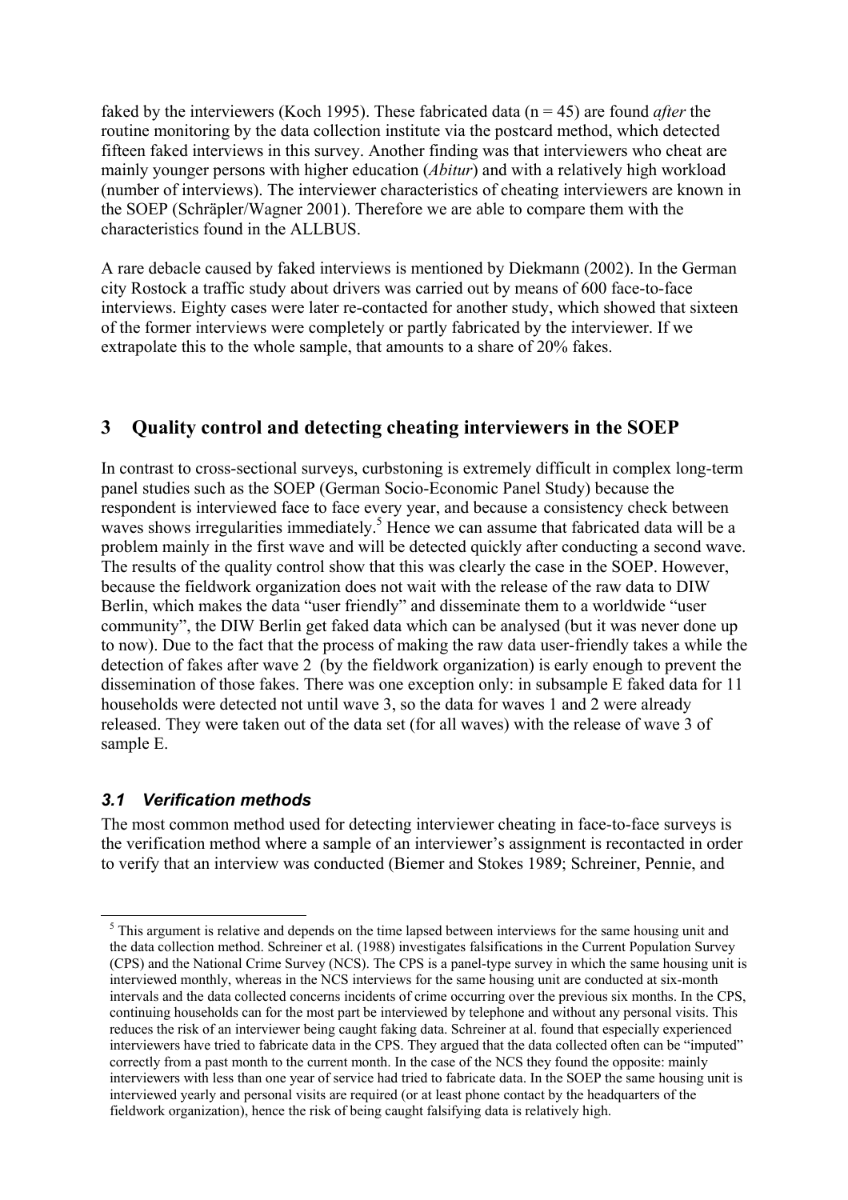faked by the interviewers (Koch 1995). These fabricated data (n = 45) are found *after* the routine monitoring by the data collection institute via the postcard method, which detected fifteen faked interviews in this survey. Another finding was that interviewers who cheat are mainly younger persons with higher education (*Abitur*) and with a relatively high workload (number of interviews). The interviewer characteristics of cheating interviewers are known in the SOEP (Schräpler/Wagner 2001). Therefore we are able to compare them with the characteristics found in the ALLBUS.

A rare debacle caused by faked interviews is mentioned by Diekmann (2002). In the German city Rostock a traffic study about drivers was carried out by means of 600 face-to-face interviews. Eighty cases were later re-contacted for another study, which showed that sixteen of the former interviews were completely or partly fabricated by the interviewer. If we extrapolate this to the whole sample, that amounts to a share of 20% fakes.

## 3 Quality control and detecting cheating interviewers in the SOEP

In contrast to cross-sectional surveys, curbstoning is extremely difficult in complex long-term panel studies such as the SOEP (German Socio-Economic Panel Study) because the respondent is interviewed face to face every year, and because a consistency check between waves shows irregularities immediately.[5] Hence we can assume that fabricated data will be a problem mainly in the first wave and will be detected quickly after conducting a second wave. The results of the quality control show that this was clearly the case in the SOEP. However, because the fieldwork organization does not wait with the release of the raw data to DIW Berlin, which makes the data "user friendly" and disseminate them to a worldwide "user community", the DIW Berlin get faked data which can be analysed (but it was never done up to now). Due to the fact that the process of making the raw data user-friendly takes a while the detection of fakes after wave 2 (by the fieldwork organization) is early enough to prevent the dissemination of those fakes. There was one exception only: in subsample E faked data for 11 households were detected not until wave 3, so the data for waves 1 and 2 were already released. They were taken out of the data set (for all waves) with the release of wave 3 of sample E.

### *3.1 Verification methods*

The most common method used for detecting interviewer cheating in face-to-face surveys is the verification method where a sample of an interviewer's assignment is recontacted in order to verify that an interview was conducted (Biemer and Stokes 1989; Schreiner, Pennie, and

[5] This argument is relative and depends on the time lapsed between interviews for the same housing unit and the data collection method. Schreiner et al. (1988) investigates falsifications in the Current Population Survey (CPS) and the National Crime Survey (NCS). The CPS is a panel-type survey in which the same housing unit is interviewed monthly, whereas in the NCS interviews for the same housing unit are conducted at six-month intervals and the data collected concerns incidents of crime occurring over the previous six months. In the CPS, continuing households can for the most part be interviewed by telephone and without any personal visits. This reduces the risk of an interviewer being caught faking data. Schreiner at al. found that especially experienced interviewers have tried to fabricate data in the CPS. They argued that the data collected often can be "imputed" correctly from a past month to the current month. In the case of the NCS they found the opposite: mainly interviewers with less than one year of service had tried to fabricate data. In the SOEP the same housing unit is interviewed yearly and personal visits are required (or at least phone contact by the headquarters of the fieldwork organization), hence the risk of being caught falsifying data is relatively high.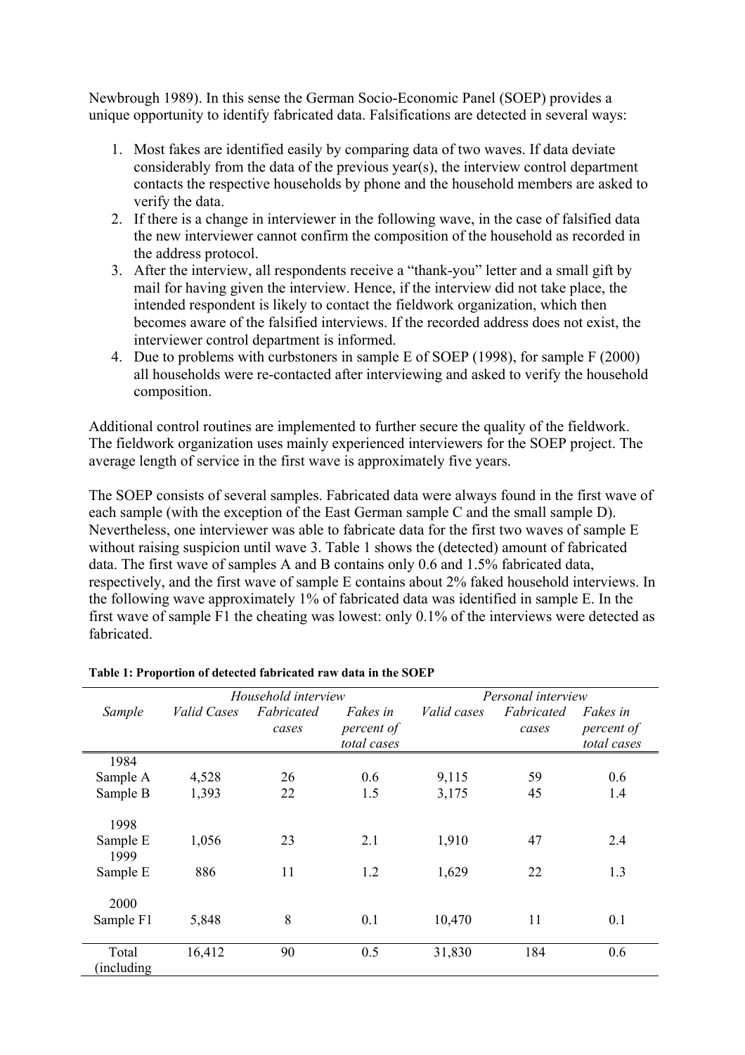Newbrough 1989). In this sense the German Socio-Economic Panel (SOEP) provides a unique opportunity to identify fabricated data. Falsifications are detected in several ways:

1. Most fakes are identified easily by comparing data of two waves. If data deviate considerably from the data of the previous year(s), the interview control department contacts the respective households by phone and the household members are asked to verify the data.
2. If there is a change in interviewer in the following wave, in the case of falsified data the new interviewer cannot confirm the composition of the household as recorded in the address protocol.
3. After the interview, all respondents receive a "thank-you" letter and a small gift by mail for having given the interview. Hence, if the interview did not take place, the intended respondent is likely to contact the fieldwork organization, which then becomes aware of the falsified interviews. If the recorded address does not exist, the interviewer control department is informed.
4. Due to problems with curbstoners in sample E of SOEP (1998), for sample F (2000) all households were re-contacted after interviewing and asked to verify the household composition.

Additional control routines are implemented to further secure the quality of the fieldwork. The fieldwork organization uses mainly experienced interviewers for the SOEP project. The average length of service in the first wave is approximately five years.

The SOEP consists of several samples. Fabricated data were always found in the first wave of each sample (with the exception of the East German sample C and the small sample D). Nevertheless, one interviewer was able to fabricate data for the first two waves of sample E without raising suspicion until wave 3. Table 1 shows the (detected) amount of fabricated data. The first wave of samples A and B contains only 0.6 and 1.5% fabricated data, respectively, and the first wave of sample E contains about 2% faked household interviews. In the following wave approximately 1% of fabricated data was identified in sample E. In the first wave of sample F1 the cheating was lowest: only 0.1% of the interviews were detected as fabricated.

**Table 1: Proportion of detected fabricated raw data in the SOEP**

| | *Household interview* | | | *Personal interview* | | |
|---|---|---|---|---|---|---|
| *Sample* | *Valid Cases* | *Fabricated cases* | *Fakes in percent of total cases* | *Valid cases* | *Fabricated cases* | *Fakes in percent of total cases* |
| 1984 | | | | | | |
| Sample A | 4,528 | 26 | 0.6 | 9,115 | 59 | 0.6 |
| Sample B | 1,393 | 22 | 1.5 | 3,175 | 45 | 1.4 |
| 1998 | | | | | | |
| Sample E | 1,056 | 23 | 2.1 | 1,910 | 47 | 2.4 |
| 1999 | | | | | | |
| Sample E | 886 | 11 | 1.2 | 1,629 | 22 | 1.3 |
| 2000 | | | | | | |
| Sample F1 | 5,848 | 8 | 0.1 | 10,470 | 11 | 0.1 |
| Total (including | 16,412 | 90 | 0.5 | 31,830 | 184 | 0.6 |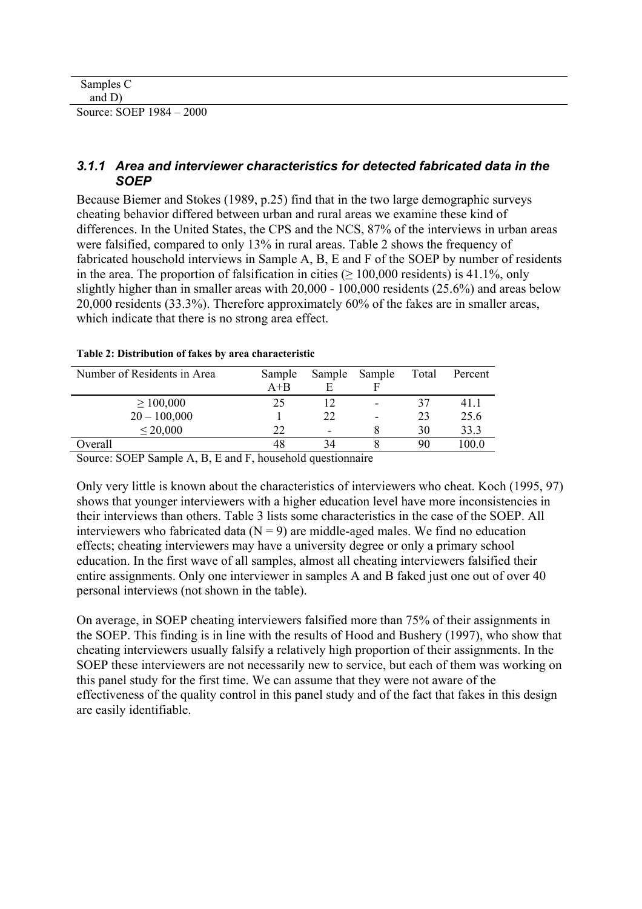| Samples C and D) | |
|---|---|

Source: SOEP 1984 – 2000

### 3.1.1 Area and interviewer characteristics for detected fabricated data in the SOEP

Because Biemer and Stokes (1989, p.25) find that in the two large demographic surveys cheating behavior differed between urban and rural areas we examine these kind of differences. In the United States, the CPS and the NCS, 87% of the interviews in urban areas were falsified, compared to only 13% in rural areas. Table 2 shows the frequency of fabricated household interviews in Sample A, B, E and F of the SOEP by number of residents in the area. The proportion of falsification in cities (≥ 100,000 residents) is 41.1%, only slightly higher than in smaller areas with 20,000 - 100,000 residents (25.6%) and areas below 20,000 residents (33.3%). Therefore approximately 60% of the fakes are in smaller areas, which indicate that there is no strong area effect.

**Table 2: Distribution of fakes by area characteristic**

| Number of Residents in Area | Sample A+B | Sample E | Sample F | Total | Percent |
|---|---|---|---|---|---|
| ≥ 100,000 | 25 | 12 | - | 37 | 41.1 |
| 20 – 100,000 | 1 | 22 | - | 23 | 25.6 |
| ≤ 20,000 | 22 | - | 8 | 30 | 33.3 |
| Overall | 48 | 34 | 8 | 90 | 100.0 |

Source: SOEP Sample A, B, E and F, household questionnaire

Only very little is known about the characteristics of interviewers who cheat. Koch (1995, 97) shows that younger interviewers with a higher education level have more inconsistencies in their interviews than others. Table 3 lists some characteristics in the case of the SOEP. All interviewers who fabricated data (N = 9) are middle-aged males. We find no education effects; cheating interviewers may have a university degree or only a primary school education. In the first wave of all samples, almost all cheating interviewers falsified their entire assignments. Only one interviewer in samples A and B faked just one out of over 40 personal interviews (not shown in the table).

On average, in SOEP cheating interviewers falsified more than 75% of their assignments in the SOEP. This finding is in line with the results of Hood and Bushery (1997), who show that cheating interviewers usually falsify a relatively high proportion of their assignments. In the SOEP these interviewers are not necessarily new to service, but each of them was working on this panel study for the first time. We can assume that they were not aware of the effectiveness of the quality control in this panel study and of the fact that fakes in this design are easily identifiable.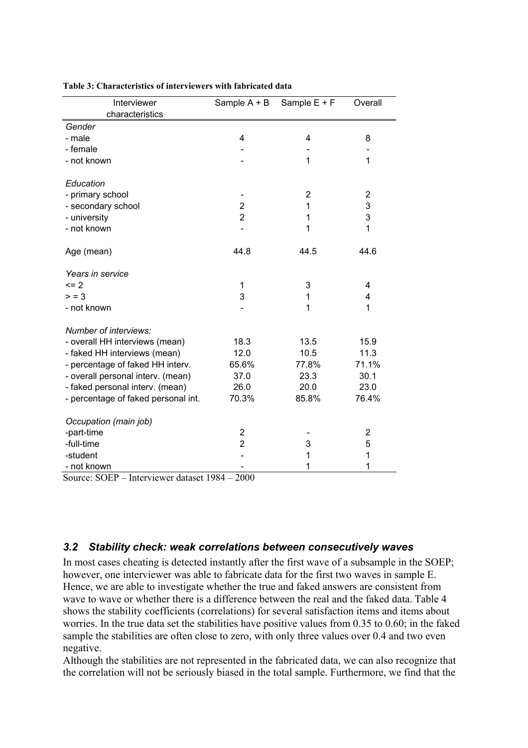**Table 3: Characteristics of interviewers with fabricated data**

| Interviewer characteristics | Sample A + B | Sample E + F | Overall |
|---|---|---|---|
| *Gender* | | | |
| - male | 4 | 4 | 8 |
| - female | - | - | - |
| - not known | - | 1 | 1 |
| *Education* | | | |
| - primary school | - | 2 | 2 |
| - secondary school | 2 | 1 | 3 |
| - university | 2 | 1 | 3 |
| - not known | - | 1 | 1 |
| Age (mean) | 44.8 | 44.5 | 44.6 |
| *Years in service* | | | |
| <= 2 | 1 | 3 | 4 |
| > = 3 | 3 | 1 | 4 |
| - not known | - | 1 | 1 |
| *Number of interviews:* | | | |
| - overall HH interviews (mean) | 18.3 | 13.5 | 15.9 |
| - faked HH interviews (mean) | 12.0 | 10.5 | 11.3 |
| - percentage of faked HH interv. | 65.6% | 77.8% | 71.1% |
| - overall personal interv. (mean) | 37.0 | 23.3 | 30.1 |
| - faked personal interv. (mean) | 26.0 | 20.0 | 23.0 |
| - percentage of faked personal int. | 70.3% | 85.8% | 76.4% |
| *Occupation (main job)* | | | |
| -part-time | 2 | - | 2 |
| -full-time | 2 | 3 | 5 |
| -student | - | 1 | 1 |
| - not known | - | 1 | 1 |

Source: SOEP – Interviewer dataset 1984 – 2000

### *3.2 Stability check: weak correlations between consecutively waves*

In most cases cheating is detected instantly after the first wave of a subsample in the SOEP; however, one interviewer was able to fabricate data for the first two waves in sample E. Hence, we are able to investigate whether the true and faked answers are consistent from wave to wave or whether there is a difference between the real and the faked data. Table 4 shows the stability coefficients (correlations) for several satisfaction items and items about worries. In the true data set the stabilities have positive values from 0.35 to 0.60; in the faked sample the stabilities are often close to zero, with only three values over 0.4 and two even negative.

Although the stabilities are not represented in the fabricated data, we can also recognize that the correlation will not be seriously biased in the total sample. Furthermore, we find that the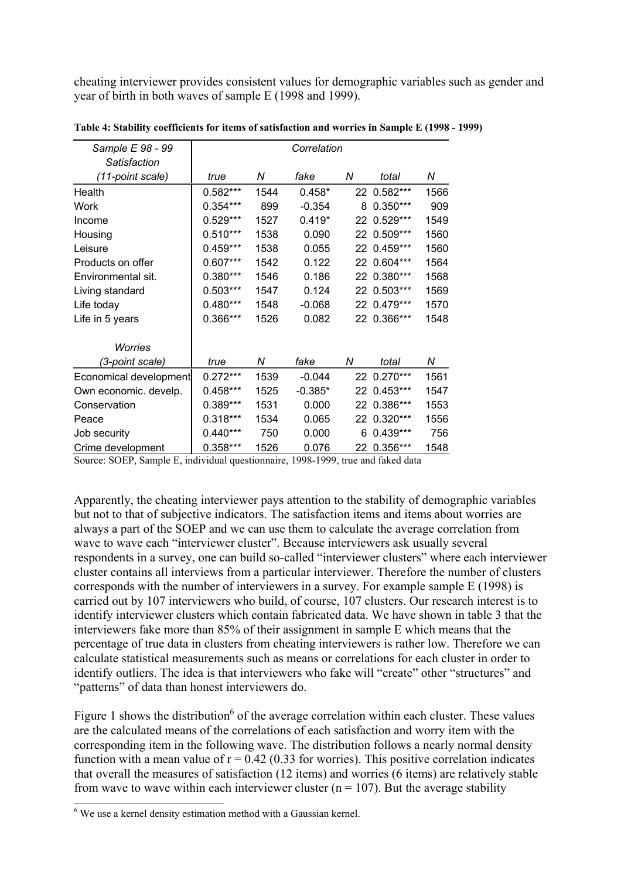cheating interviewer provides consistent values for demographic variables such as gender and year of birth in both waves of sample E (1998 and 1999).

**Table 4: Stability coefficients for items of satisfaction and worries in Sample E (1998 - 1999)**

| *Sample E 98 - 99 Satisfaction (11-point scale)* | *Correlation* | | | | | |
|---|---|---|---|---|---|---|
| | *true* | *N* | *fake* | *N* | *total* | *N* |
| Health | 0.582*** | 1544 | 0.458* | 22 | 0.582*** | 1566 |
| Work | 0.354*** | 899 | -0.354 | 8 | 0.350*** | 909 |
| Income | 0.529*** | 1527 | 0.419* | 22 | 0.529*** | 1549 |
| Housing | 0.510*** | 1538 | 0.090 | 22 | 0.509*** | 1560 |
| Leisure | 0.459*** | 1538 | 0.055 | 22 | 0.459*** | 1560 |
| Products on offer | 0.607*** | 1542 | 0.122 | 22 | 0.604*** | 1564 |
| Environmental sit. | 0.380*** | 1546 | 0.186 | 22 | 0.380*** | 1568 |
| Living standard | 0.503*** | 1547 | 0.124 | 22 | 0.503*** | 1569 |
| Life today | 0.480*** | 1548 | -0.068 | 22 | 0.479*** | 1570 |
| Life in 5 years | 0.366*** | 1526 | 0.082 | 22 | 0.366*** | 1548 |
| *Worries (3-point scale)* | *true* | *N* | *fake* | *N* | *total* | *N* |
| Economical development | 0.272*** | 1539 | -0.044 | 22 | 0.270*** | 1561 |
| Own economic. develp. | 0.458*** | 1525 | -0.385* | 22 | 0.453*** | 1547 |
| Conservation | 0.389*** | 1531 | 0.000 | 22 | 0.386*** | 1553 |
| Peace | 0.318*** | 1534 | 0.065 | 22 | 0.320*** | 1556 |
| Job security | 0.440*** | 750 | 0.000 | 6 | 0.439*** | 756 |
| Crime development | 0.358*** | 1526 | 0.076 | 22 | 0.356*** | 1548 |

Source: SOEP, Sample E, individual questionnaire, 1998-1999, true and faked data

Apparently, the cheating interviewer pays attention to the stability of demographic variables but not to that of subjective indicators. The satisfaction items and items about worries are always a part of the SOEP and we can use them to calculate the average correlation from wave to wave each "interviewer cluster". Because interviewers ask usually several respondents in a survey, one can build so-called "interviewer clusters" where each interviewer cluster contains all interviews from a particular interviewer. Therefore the number of clusters corresponds with the number of interviewers in a survey. For example sample E (1998) is carried out by 107 interviewers who build, of course, 107 clusters. Our research interest is to identify interviewer clusters which contain fabricated data. We have shown in table 3 that the interviewers fake more than 85% of their assignment in sample E which means that the percentage of true data in clusters from cheating interviewers is rather low. Therefore we can calculate statistical measurements such as means or correlations for each cluster in order to identify outliers. The idea is that interviewers who fake will "create" other "structures" and "patterns" of data than honest interviewers do.

Figure 1 shows the distribution[6] of the average correlation within each cluster. These values are the calculated means of the correlations of each satisfaction and worry item with the corresponding item in the following wave. The distribution follows a nearly normal density function with a mean value of $r = 0.42$ (0.33 for worries). This positive correlation indicates that overall the measures of satisfaction (12 items) and worries (6 items) are relatively stable from wave to wave within each interviewer cluster ($n = 107$). But the average stability

[6] We use a kernel density estimation method with a Gaussian kernel.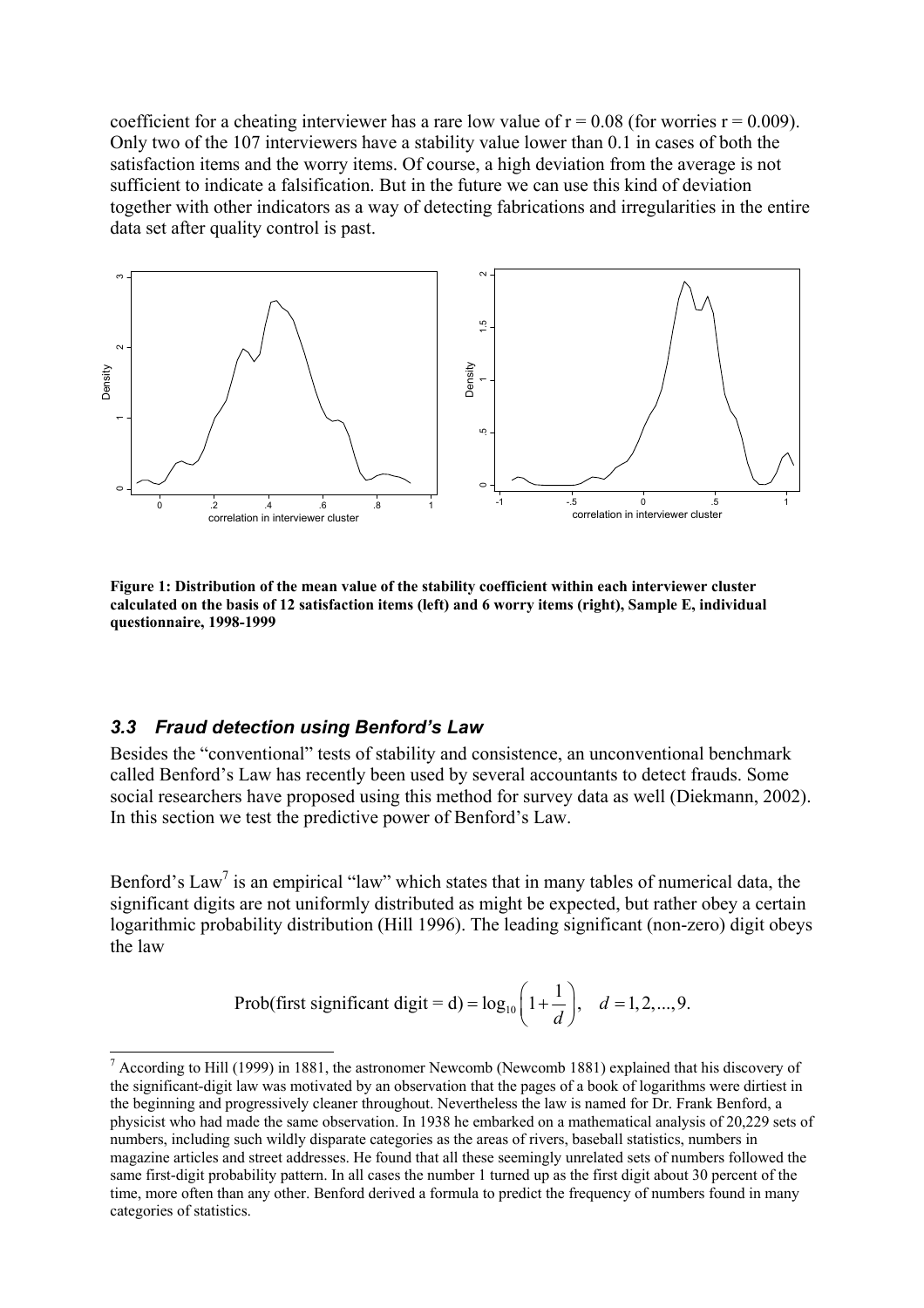coefficient for a cheating interviewer has a rare low value of $r = 0.08$ (for worries $r = 0.009$). Only two of the 107 interviewers have a stability value lower than 0.1 in cases of both the satisfaction items and the worry items. Of course, a high deviation from the average is not sufficient to indicate a falsification. But in the future we can use this kind of deviation together with other indicators as a way of detecting fabrications and irregularities in the entire data set after quality control is past.

**Figure 1: Distribution of the mean value of the stability coefficient within each interviewer cluster calculated on the basis of 12 satisfaction items (left) and 6 worry items (right), Sample E, individual questionnaire, 1998-1999**

### *3.3 Fraud detection using Benford's Law*

Besides the "conventional" tests of stability and consistence, an unconventional benchmark called Benford's Law has recently been used by several accountants to detect frauds. Some social researchers have proposed using this method for survey data as well (Diekmann, 2002). In this section we test the predictive power of Benford's Law.

Benford's Law[7] is an empirical "law" which states that in many tables of numerical data, the significant digits are not uniformly distributed as might be expected, but rather obey a certain logarithmic probability distribution (Hill 1996). The leading significant (non-zero) digit obeys the law

$$\text{Prob(first significant digit = d)} = \log_{10}\left(1 + \frac{1}{d}\right), \quad d = 1, 2, ..., 9.$$

[7] According to Hill (1999) in 1881, the astronomer Newcomb (Newcomb 1881) explained that his discovery of the significant-digit law was motivated by an observation that the pages of a book of logarithms were dirtiest in the beginning and progressively cleaner throughout. Nevertheless the law is named for Dr. Frank Benford, a physicist who had made the same observation. In 1938 he embarked on a mathematical analysis of 20,229 sets of numbers, including such wildly disparate categories as the areas of rivers, baseball statistics, numbers in magazine articles and street addresses. He found that all these seemingly unrelated sets of numbers followed the same first-digit probability pattern. In all cases the number 1 turned up as the first digit about 30 percent of the time, more often than any other. Benford derived a formula to predict the frequency of numbers found in many categories of statistics.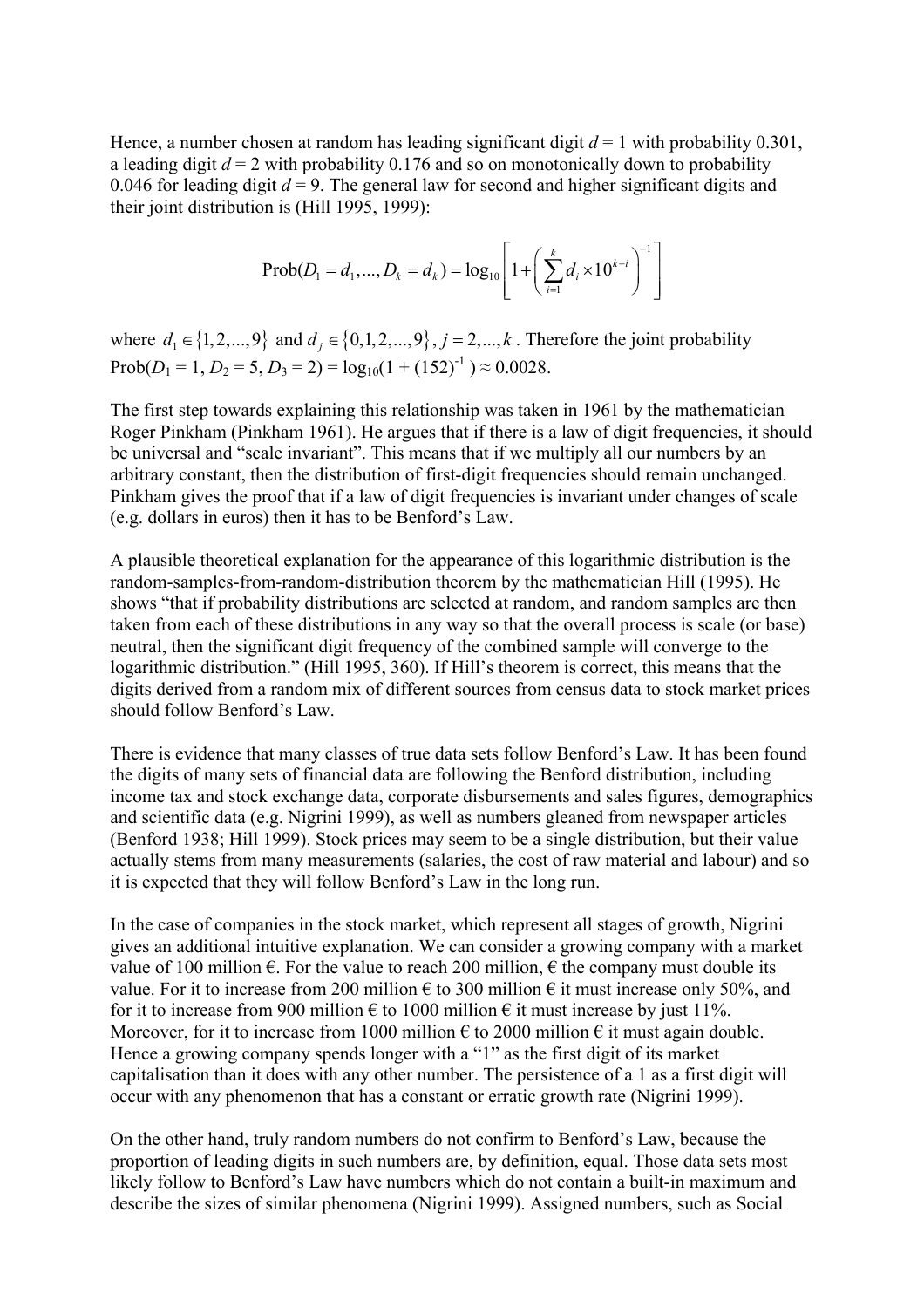Hence, a number chosen at random has leading significant digit $d = 1$ with probability 0.301, a leading digit $d = 2$ with probability 0.176 and so on monotonically down to probability 0.046 for leading digit $d = 9$. The general law for second and higher significant digits and their joint distribution is (Hill 1995, 1999):

$$\text{Prob}(D_1 = d_1, ..., D_k = d_k) = \log_{10}\left[1 + \left(\sum_{i=1}^{k} d_i \times 10^{k-i}\right)^{-1}\right]$$

where $d_1 \in \{1, 2, ..., 9\}$ and $d_j \in \{0, 1, 2, ..., 9\}$, $j = 2, ..., k$. Therefore the joint probability $\text{Prob}(D_1 = 1, D_2 = 5, D_3 = 2) = \log_{10}(1 + (152)^{-1}) \approx 0.0028$.

The first step towards explaining this relationship was taken in 1961 by the mathematician Roger Pinkham (Pinkham 1961). He argues that if there is a law of digit frequencies, it should be universal and "scale invariant". This means that if we multiply all our numbers by an arbitrary constant, then the distribution of first-digit frequencies should remain unchanged. Pinkham gives the proof that if a law of digit frequencies is invariant under changes of scale (e.g. dollars in euros) then it has to be Benford's Law.

A plausible theoretical explanation for the appearance of this logarithmic distribution is the random-samples-from-random-distribution theorem by the mathematician Hill (1995). He shows "that if probability distributions are selected at random, and random samples are then taken from each of these distributions in any way so that the overall process is scale (or base) neutral, then the significant digit frequency of the combined sample will converge to the logarithmic distribution." (Hill 1995, 360). If Hill's theorem is correct, this means that the digits derived from a random mix of different sources from census data to stock market prices should follow Benford's Law.

There is evidence that many classes of true data sets follow Benford's Law. It has been found the digits of many sets of financial data are following the Benford distribution, including income tax and stock exchange data, corporate disbursements and sales figures, demographics and scientific data (e.g. Nigrini 1999), as well as numbers gleaned from newspaper articles (Benford 1938; Hill 1999). Stock prices may seem to be a single distribution, but their value actually stems from many measurements (salaries, the cost of raw material and labour) and so it is expected that they will follow Benford's Law in the long run.

In the case of companies in the stock market, which represent all stages of growth, Nigrini gives an additional intuitive explanation. We can consider a growing company with a market value of 100 million €. For the value to reach 200 million, € the company must double its value. For it to increase from 200 million € to 300 million € it must increase only 50%, and for it to increase from 900 million € to 1000 million € it must increase by just 11%. Moreover, for it to increase from 1000 million € to 2000 million € it must again double. Hence a growing company spends longer with a "1" as the first digit of its market capitalisation than it does with any other number. The persistence of a 1 as a first digit will occur with any phenomenon that has a constant or erratic growth rate (Nigrini 1999).

On the other hand, truly random numbers do not confirm to Benford's Law, because the proportion of leading digits in such numbers are, by definition, equal. Those data sets most likely follow to Benford's Law have numbers which do not contain a built-in maximum and describe the sizes of similar phenomena (Nigrini 1999). Assigned numbers, such as Social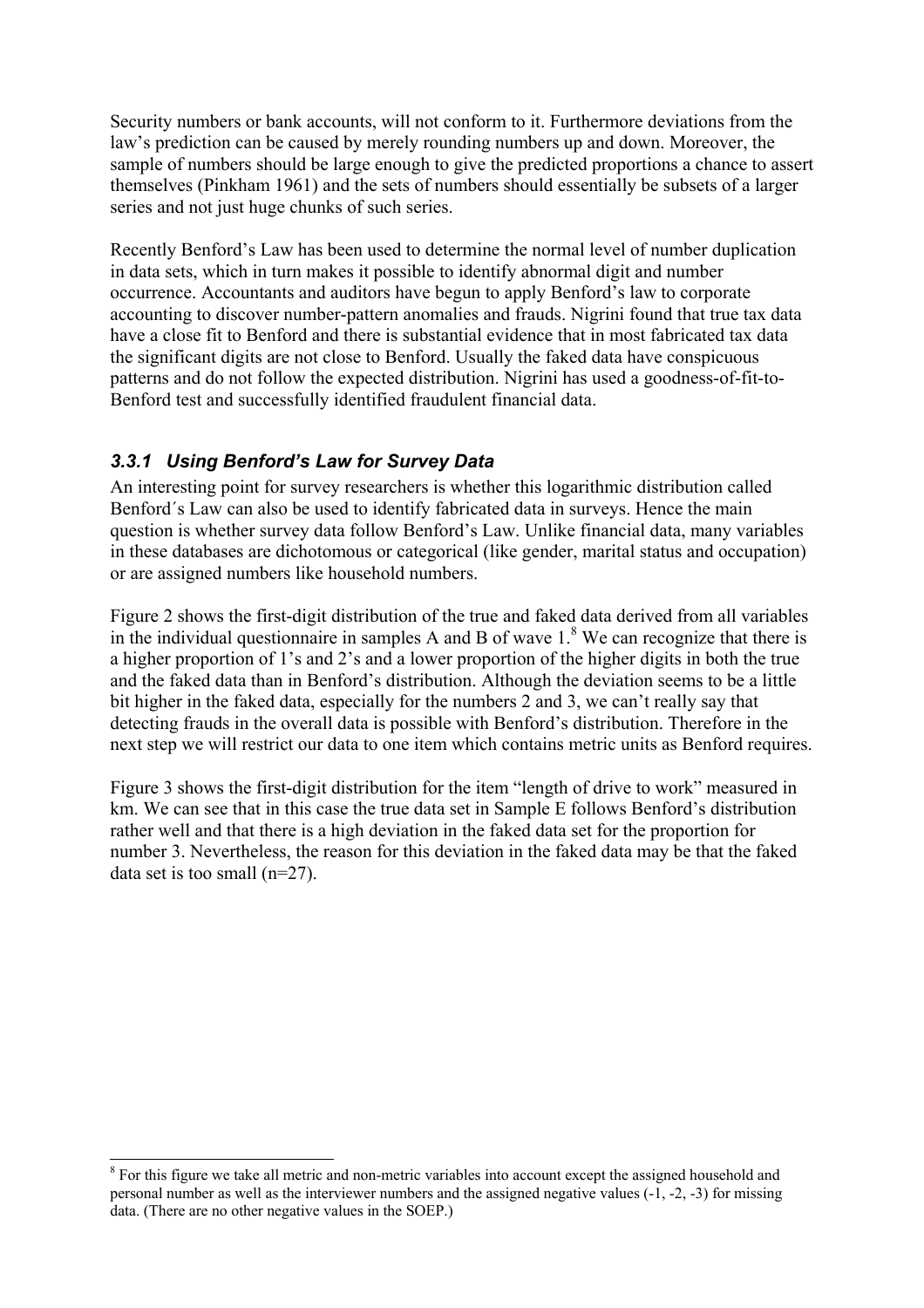Security numbers or bank accounts, will not conform to it. Furthermore deviations from the law's prediction can be caused by merely rounding numbers up and down. Moreover, the sample of numbers should be large enough to give the predicted proportions a chance to assert themselves (Pinkham 1961) and the sets of numbers should essentially be subsets of a larger series and not just huge chunks of such series.

Recently Benford's Law has been used to determine the normal level of number duplication in data sets, which in turn makes it possible to identify abnormal digit and number occurrence. Accountants and auditors have begun to apply Benford's law to corporate accounting to discover number-pattern anomalies and frauds. Nigrini found that true tax data have a close fit to Benford and there is substantial evidence that in most fabricated tax data the significant digits are not close to Benford. Usually the faked data have conspicuous patterns and do not follow the expected distribution. Nigrini has used a goodness-of-fit-to-Benford test and successfully identified fraudulent financial data.

### *3.3.1 Using Benford's Law for Survey Data*

An interesting point for survey researchers is whether this logarithmic distribution called Benford´s Law can also be used to identify fabricated data in surveys. Hence the main question is whether survey data follow Benford's Law. Unlike financial data, many variables in these databases are dichotomous or categorical (like gender, marital status and occupation) or are assigned numbers like household numbers.

Figure 2 shows the first-digit distribution of the true and faked data derived from all variables in the individual questionnaire in samples A and B of wave 1.[8] We can recognize that there is a higher proportion of 1's and 2's and a lower proportion of the higher digits in both the true and the faked data than in Benford's distribution. Although the deviation seems to be a little bit higher in the faked data, especially for the numbers 2 and 3, we can't really say that detecting frauds in the overall data is possible with Benford's distribution. Therefore in the next step we will restrict our data to one item which contains metric units as Benford requires.

Figure 3 shows the first-digit distribution for the item "length of drive to work" measured in km. We can see that in this case the true data set in Sample E follows Benford's distribution rather well and that there is a high deviation in the faked data set for the proportion for number 3. Nevertheless, the reason for this deviation in the faked data may be that the faked data set is too small (n=27).

[8] For this figure we take all metric and non-metric variables into account except the assigned household and personal number as well as the interviewer numbers and the assigned negative values (-1, -2, -3) for missing data. (There are no other negative values in the SOEP.)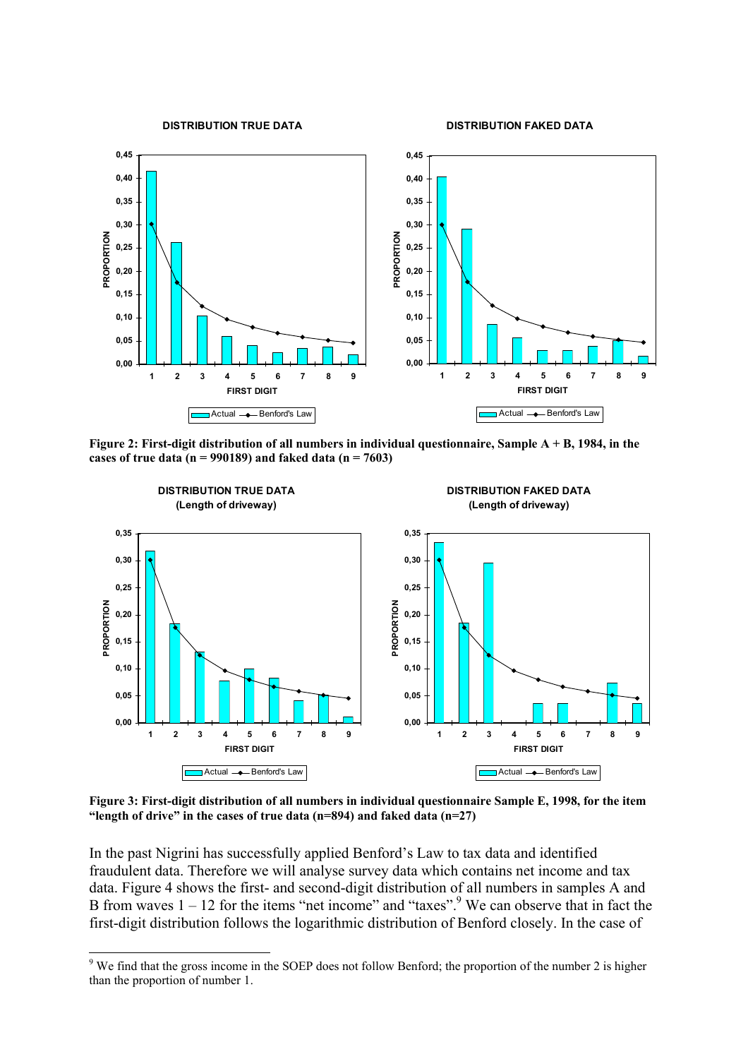**Figure 2: First-digit distribution of all numbers in individual questionnaire, Sample A + B, 1984, in the cases of true data (n = 990189) and faked data (n = 7603)**

**Figure 3: First-digit distribution of all numbers in individual questionnaire Sample E, 1998, for the item "length of drive" in the cases of true data (n=894) and faked data (n=27)**

In the past Nigrini has successfully applied Benford's Law to tax data and identified fraudulent data. Therefore we will analyse survey data which contains net income and tax data. Figure 4 shows the first- and second-digit distribution of all numbers in samples A and B from waves 1 – 12 for the items "net income" and "taxes".[9] We can observe that in fact the first-digit distribution follows the logarithmic distribution of Benford closely. In the case of

[9] We find that the gross income in the SOEP does not follow Benford; the proportion of the number 2 is higher than the proportion of number 1.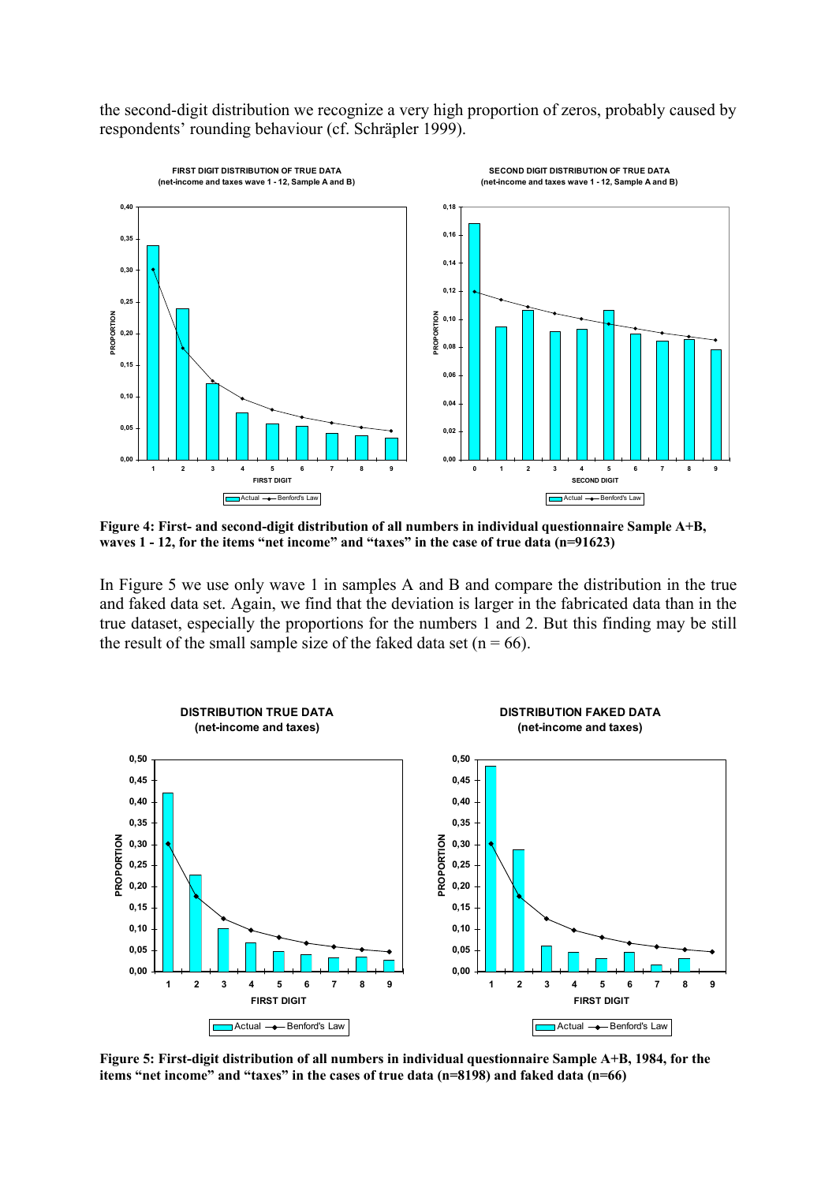the second-digit distribution we recognize a very high proportion of zeros, probably caused by respondents' rounding behaviour (cf. Schräpler 1999).

**Figure 4: First- and second-digit distribution of all numbers in individual questionnaire Sample A+B, waves 1 - 12, for the items "net income" and "taxes" in the case of true data (n=91623)**

In Figure 5 we use only wave 1 in samples A and B and compare the distribution in the true and faked data set. Again, we find that the deviation is larger in the fabricated data than in the true dataset, especially the proportions for the numbers 1 and 2. But this finding may be still the result of the small sample size of the faked data set (n = 66).

**Figure 5: First-digit distribution of all numbers in individual questionnaire Sample A+B, 1984, for the items "net income" and "taxes" in the cases of true data (n=8198) and faked data (n=66)**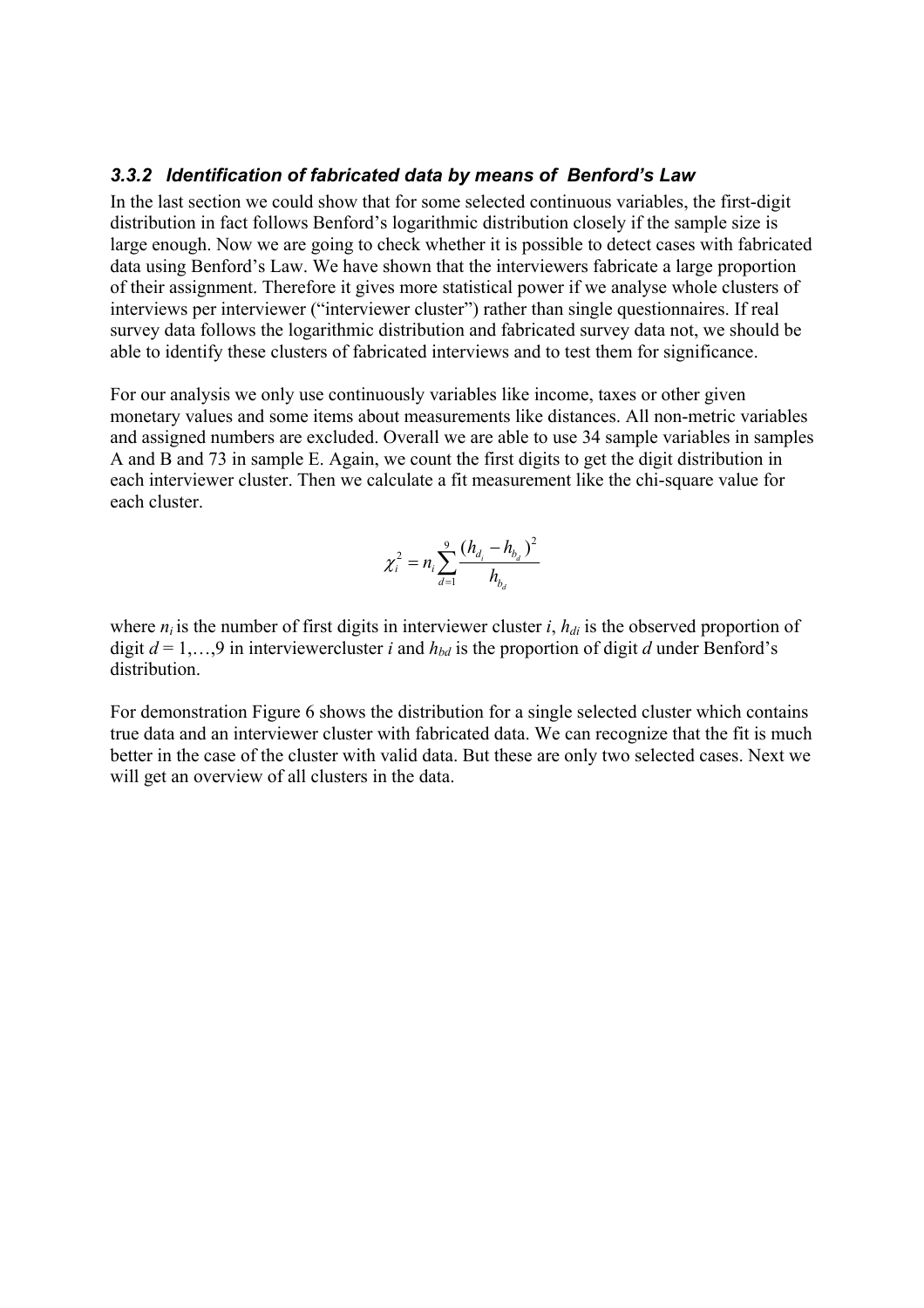### *3.3.2 Identification of fabricated data by means of Benford's Law*

In the last section we could show that for some selected continuous variables, the first-digit distribution in fact follows Benford's logarithmic distribution closely if the sample size is large enough. Now we are going to check whether it is possible to detect cases with fabricated data using Benford's Law. We have shown that the interviewers fabricate a large proportion of their assignment. Therefore it gives more statistical power if we analyse whole clusters of interviews per interviewer ("interviewer cluster") rather than single questionnaires. If real survey data follows the logarithmic distribution and fabricated survey data not, we should be able to identify these clusters of fabricated interviews and to test them for significance.

For our analysis we only use continuously variables like income, taxes or other given monetary values and some items about measurements like distances. All non-metric variables and assigned numbers are excluded. Overall we are able to use 34 sample variables in samples A and B and 73 in sample E. Again, we count the first digits to get the digit distribution in each interviewer cluster. Then we calculate a fit measurement like the chi-square value for each cluster.

$$\chi_i^2 = n_i \sum_{d=1}^{9} \frac{(h_{d_i} - h_{b_d})^2}{h_{b_d}}$$

where $n_i$ is the number of first digits in interviewer cluster $i$, $h_{di}$ is the observed proportion of digit $d = 1,\ldots,9$ in interviewercluster $i$ and $h_{bd}$ is the proportion of digit $d$ under Benford's distribution.

For demonstration Figure 6 shows the distribution for a single selected cluster which contains true data and an interviewer cluster with fabricated data. We can recognize that the fit is much better in the case of the cluster with valid data. But these are only two selected cases. Next we will get an overview of all clusters in the data.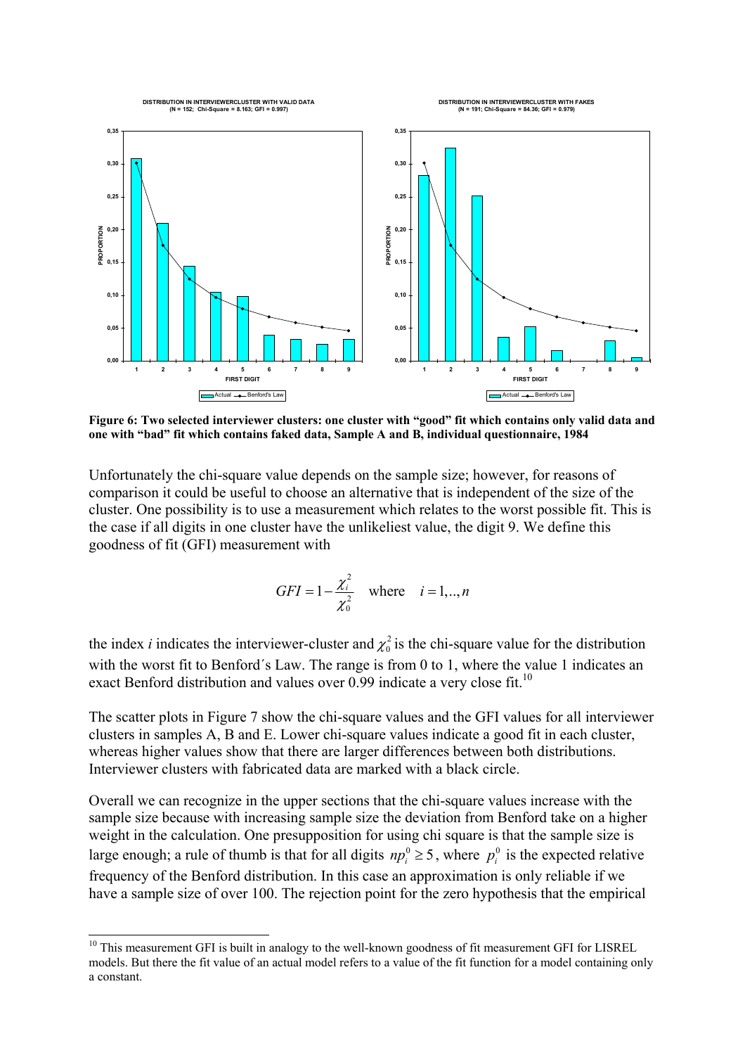DISTRIBUTION IN INTERVIEWERCLUSTER WITH VALID DATA
(N = 152; Chi-Square = 8.163; GFI = 0.997)

DISTRIBUTION IN INTERVIEWERCLUSTER WITH FAKES
(N = 191; Chi-Square = 84.36; GFI = 0.979)

**Figure 6: Two selected interviewer clusters: one cluster with "good" fit which contains only valid data and one with "bad" fit which contains faked data, Sample A and B, individual questionnaire, 1984**

Unfortunately the chi-square value depends on the sample size; however, for reasons of comparison it could be useful to choose an alternative that is independent of the size of the cluster. One possibility is to use a measurement which relates to the worst possible fit. This is the case if all digits in one cluster have the unlikeliest value, the digit 9. We define this goodness of fit (GFI) measurement with

$$GFI = 1 - \frac{\chi_i^2}{\chi_0^2} \quad \text{where} \quad i = 1,..,n$$

the index *i* indicates the interviewer-cluster and $\chi_0^2$ is the chi-square value for the distribution with the worst fit to Benford´s Law. The range is from 0 to 1, where the value 1 indicates an exact Benford distribution and values over 0.99 indicate a very close fit.[10]

The scatter plots in Figure 7 show the chi-square values and the GFI values for all interviewer clusters in samples A, B and E. Lower chi-square values indicate a good fit in each cluster, whereas higher values show that there are larger differences between both distributions. Interviewer clusters with fabricated data are marked with a black circle.

Overall we can recognize in the upper sections that the chi-square values increase with the sample size because with increasing sample size the deviation from Benford take on a higher weight in the calculation. One presupposition for using chi square is that the sample size is large enough; a rule of thumb is that for all digits $np_i^0 \geq 5$, where $p_i^0$ is the expected relative frequency of the Benford distribution. In this case an approximation is only reliable if we have a sample size of over 100. The rejection point for the zero hypothesis that the empirical

[10] This measurement GFI is built in analogy to the well-known goodness of fit measurement GFI for LISREL models. But there the fit value of an actual model refers to a value of the fit function for a model containing only a constant.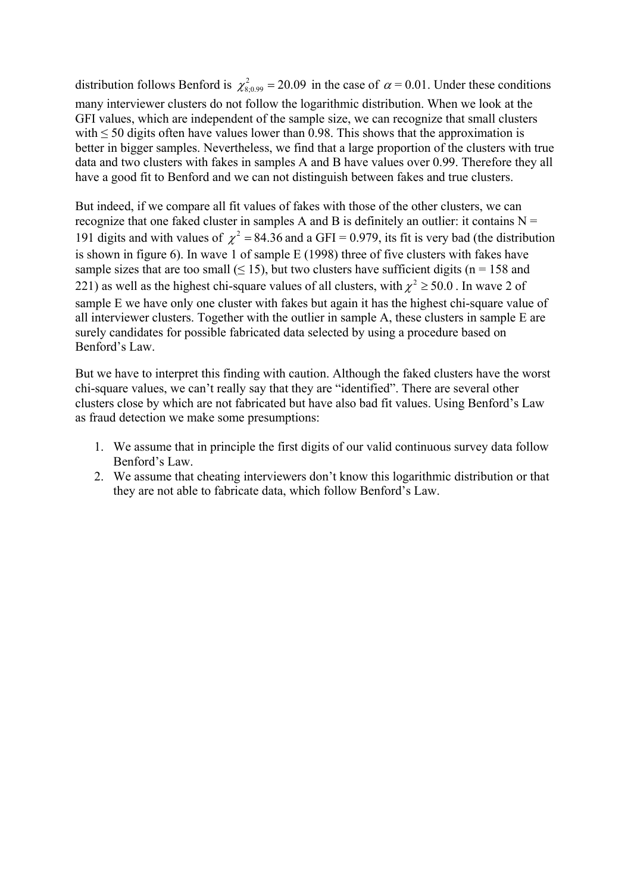distribution follows Benford is $\chi^2_{8;0.99} = 20.09$ in the case of $\alpha = 0.01$. Under these conditions many interviewer clusters do not follow the logarithmic distribution. When we look at the GFI values, which are independent of the sample size, we can recognize that small clusters with ≤ 50 digits often have values lower than 0.98. This shows that the approximation is better in bigger samples. Nevertheless, we find that a large proportion of the clusters with true data and two clusters with fakes in samples A and B have values over 0.99. Therefore they all have a good fit to Benford and we can not distinguish between fakes and true clusters.

But indeed, if we compare all fit values of fakes with those of the other clusters, we can recognize that one faked cluster in samples A and B is definitely an outlier: it contains N = 191 digits and with values of $\chi^2 = 84.36$ and a GFI = 0.979, its fit is very bad (the distribution is shown in figure 6). In wave 1 of sample E (1998) three of five clusters with fakes have sample sizes that are too small (≤ 15), but two clusters have sufficient digits (n = 158 and 221) as well as the highest chi-square values of all clusters, with $\chi^2 \geq 50.0$. In wave 2 of sample E we have only one cluster with fakes but again it has the highest chi-square value of all interviewer clusters. Together with the outlier in sample A, these clusters in sample E are surely candidates for possible fabricated data selected by using a procedure based on Benford's Law.

But we have to interpret this finding with caution. Although the faked clusters have the worst chi-square values, we can't really say that they are "identified". There are several other clusters close by which are not fabricated but have also bad fit values. Using Benford's Law as fraud detection we make some presumptions:

1. We assume that in principle the first digits of our valid continuous survey data follow Benford's Law.
2. We assume that cheating interviewers don't know this logarithmic distribution or that they are not able to fabricate data, which follow Benford's Law.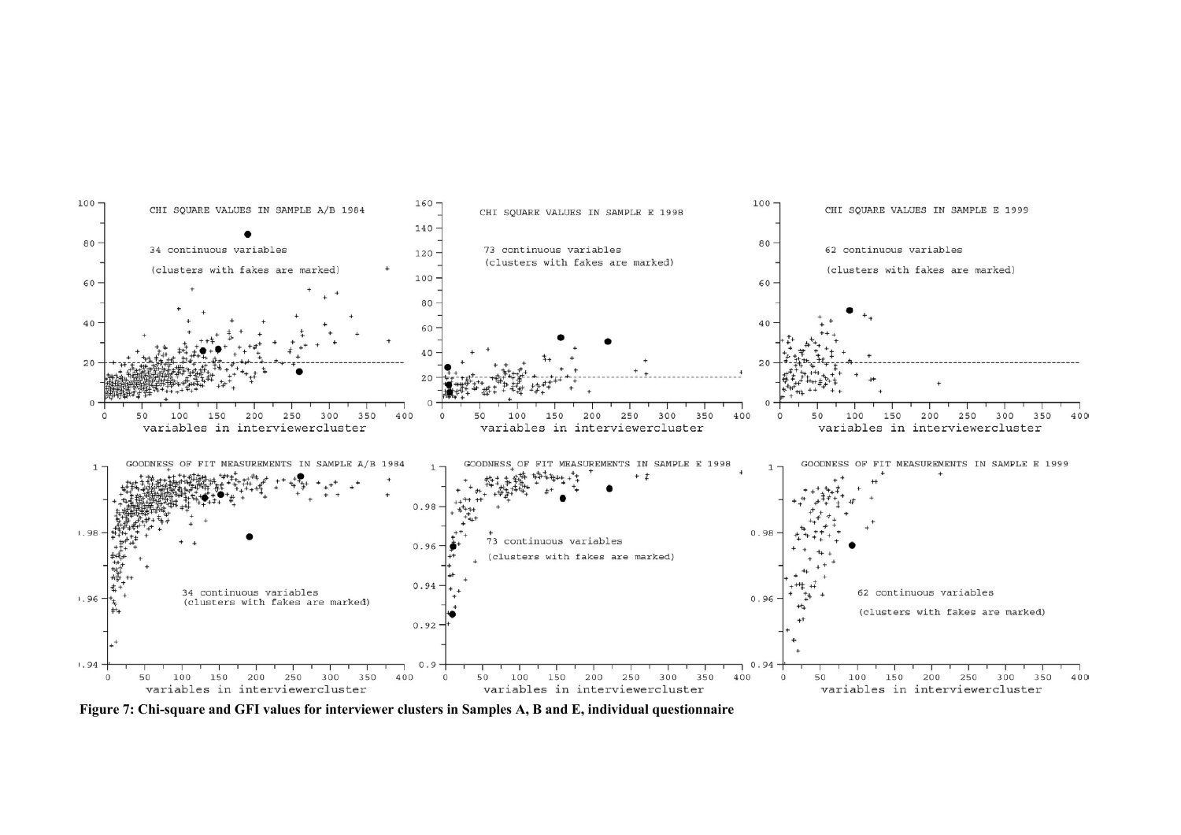Figure 7: Chi-square and GFI values for interviewer clusters in Samples A, B and E, individual questionnaire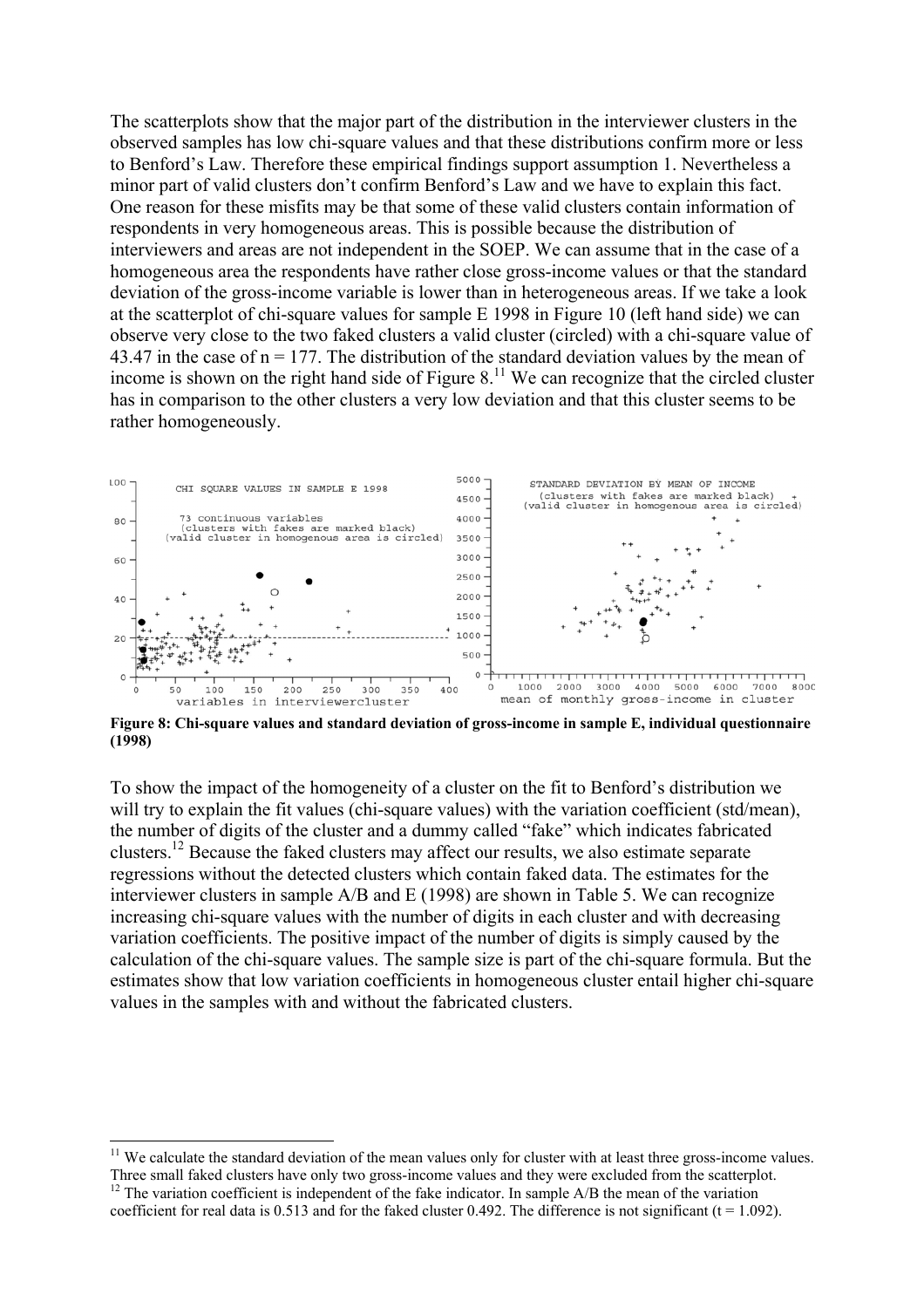The scatterplots show that the major part of the distribution in the interviewer clusters in the observed samples has low chi-square values and that these distributions confirm more or less to Benford's Law. Therefore these empirical findings support assumption 1. Nevertheless a minor part of valid clusters don't confirm Benford's Law and we have to explain this fact. One reason for these misfits may be that some of these valid clusters contain information of respondents in very homogeneous areas. This is possible because the distribution of interviewers and areas are not independent in the SOEP. We can assume that in the case of a homogeneous area the respondents have rather close gross-income values or that the standard deviation of the gross-income variable is lower than in heterogeneous areas. If we take a look at the scatterplot of chi-square values for sample E 1998 in Figure 10 (left hand side) we can observe very close to the two faked clusters a valid cluster (circled) with a chi-square value of 43.47 in the case of n = 177. The distribution of the standard deviation values by the mean of income is shown on the right hand side of Figure 8.[11] We can recognize that the circled cluster has in comparison to the other clusters a very low deviation and that this cluster seems to be rather homogeneously.

**Figure 8: Chi-square values and standard deviation of gross-income in sample E, individual questionnaire (1998)**

To show the impact of the homogeneity of a cluster on the fit to Benford's distribution we will try to explain the fit values (chi-square values) with the variation coefficient (std/mean), the number of digits of the cluster and a dummy called "fake" which indicates fabricated clusters.[12] Because the faked clusters may affect our results, we also estimate separate regressions without the detected clusters which contain faked data. The estimates for the interviewer clusters in sample A/B and E (1998) are shown in Table 5. We can recognize increasing chi-square values with the number of digits in each cluster and with decreasing variation coefficients. The positive impact of the number of digits is simply caused by the calculation of the chi-square values. The sample size is part of the chi-square formula. But the estimates show that low variation coefficients in homogeneous cluster entail higher chi-square values in the samples with and without the fabricated clusters.

---

[11] We calculate the standard deviation of the mean values only for cluster with at least three gross-income values. Three small faked clusters have only two gross-income values and they were excluded from the scatterplot.

[12] The variation coefficient is independent of the fake indicator. In sample A/B the mean of the variation coefficient for real data is 0.513 and for the faked cluster 0.492. The difference is not significant (t = 1.092).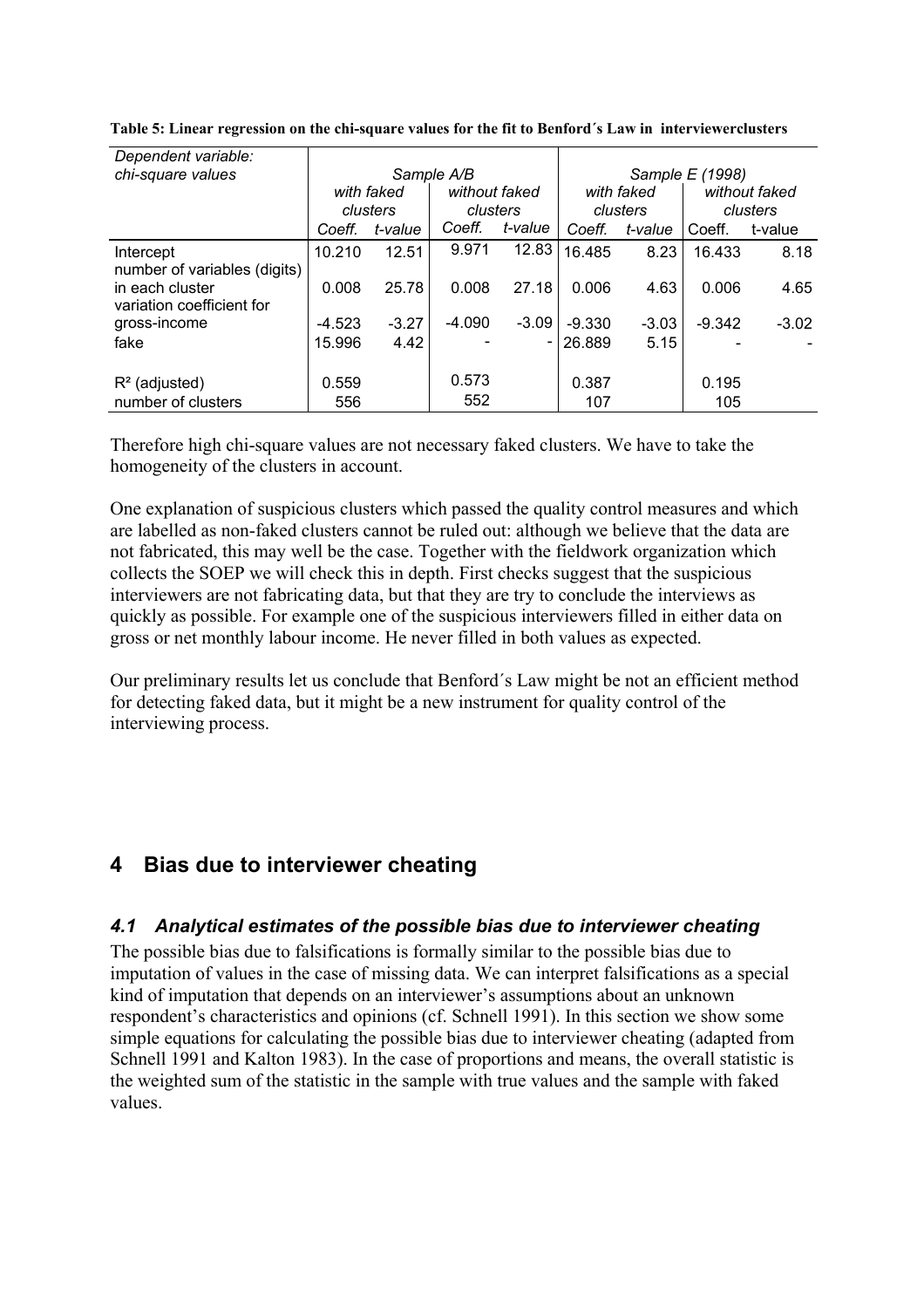**Table 5: Linear regression on the chi-square values for the fit to Benford´s Law in interviewerclusters**

| *Dependent variable: chi-square values* | *Sample A/B* | | | | *Sample E (1998)* | | | |
|---|---|---|---|---|---|---|---|---|
| | *with faked clusters* | | *without faked clusters* | | *with faked clusters* | | *without faked clusters* | |
| | *Coeff.* | *t-value* | *Coeff.* | *t-value* | *Coeff.* | *t-value* | *Coeff.* | *t-value* |
| Intercept | 10.210 | 12.51 | 9.971 | 12.83 | 16.485 | 8.23 | 16.433 | 8.18 |
| number of variables (digits) in each cluster | 0.008 | 25.78 | 0.008 | 27.18 | 0.006 | 4.63 | 0.006 | 4.65 |
| variation coefficient for gross-income | -4.523 | -3.27 | -4.090 | -3.09 | -9.330 | -3.03 | -9.342 | -3.02 |
| fake | 15.996 | 4.42 | - | - | 26.889 | 5.15 | - | - |
| $R^2$ (adjusted) | 0.559 | | 0.573 | | 0.387 | | 0.195 | |
| number of clusters | 556 | | 552 | | 107 | | 105 | |

Therefore high chi-square values are not necessary faked clusters. We have to take the homogeneity of the clusters in account.

One explanation of suspicious clusters which passed the quality control measures and which are labelled as non-faked clusters cannot be ruled out: although we believe that the data are not fabricated, this may well be the case. Together with the fieldwork organization which collects the SOEP we will check this in depth. First checks suggest that the suspicious interviewers are not fabricating data, but that they are try to conclude the interviews as quickly as possible. For example one of the suspicious interviewers filled in either data on gross or net monthly labour income. He never filled in both values as expected.

Our preliminary results let us conclude that Benford´s Law might be not an efficient method for detecting faked data, but it might be a new instrument for quality control of the interviewing process.

## 4 Bias due to interviewer cheating

### *4.1 Analytical estimates of the possible bias due to interviewer cheating*

The possible bias due to falsifications is formally similar to the possible bias due to imputation of values in the case of missing data. We can interpret falsifications as a special kind of imputation that depends on an interviewer's assumptions about an unknown respondent's characteristics and opinions (cf. Schnell 1991). In this section we show some simple equations for calculating the possible bias due to interviewer cheating (adapted from Schnell 1991 and Kalton 1983). In the case of proportions and means, the overall statistic is the weighted sum of the statistic in the sample with true values and the sample with faked values.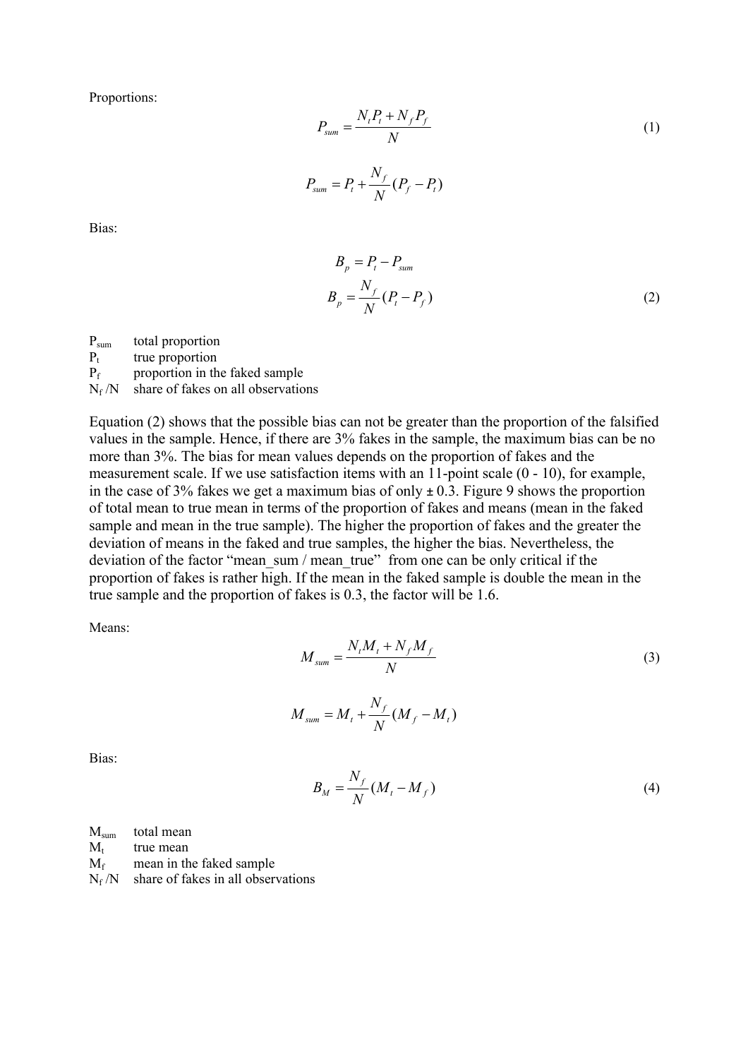Proportions:

$$P_{sum} = \frac{N_t P_t + N_f P_f}{N} \tag{1}$$

$$P_{sum} = P_t + \frac{N_f}{N}(P_f - P_t)$$

Bias:

$$B_p = P_t - P_{sum}$$

$$B_p = \frac{N_f}{N}(P_t - P_f) \tag{2}$$

$P_{sum}$ total proportion  
$P_t$ true proportion  
$P_f$ proportion in the faked sample  
$N_f / N$ share of fakes on all observations

Equation (2) shows that the possible bias can not be greater than the proportion of the falsified values in the sample. Hence, if there are 3% fakes in the sample, the maximum bias can be no more than 3%. The bias for mean values depends on the proportion of fakes and the measurement scale. If we use satisfaction items with an 11-point scale (0 - 10), for example, in the case of 3% fakes we get a maximum bias of only ± 0.3. Figure 9 shows the proportion of total mean to true mean in terms of the proportion of fakes and means (mean in the faked sample and mean in the true sample). The higher the proportion of fakes and the greater the deviation of means in the faked and true samples, the higher the bias. Nevertheless, the deviation of the factor "mean_sum / mean_true" from one can be only critical if the proportion of fakes is rather high. If the mean in the faked sample is double the mean in the true sample and the proportion of fakes is 0.3, the factor will be 1.6.

Means:

$$M_{sum} = \frac{N_t M_t + N_f M_f}{N} \tag{3}$$

$$M_{sum} = M_t + \frac{N_f}{N}(M_f - M_t)$$

Bias:

$$B_M = \frac{N_f}{N}(M_t - M_f) \tag{4}$$

$M_{sum}$ total mean  
$M_t$ true mean  
$M_f$ mean in the faked sample  
$N_f / N$ share of fakes in all observations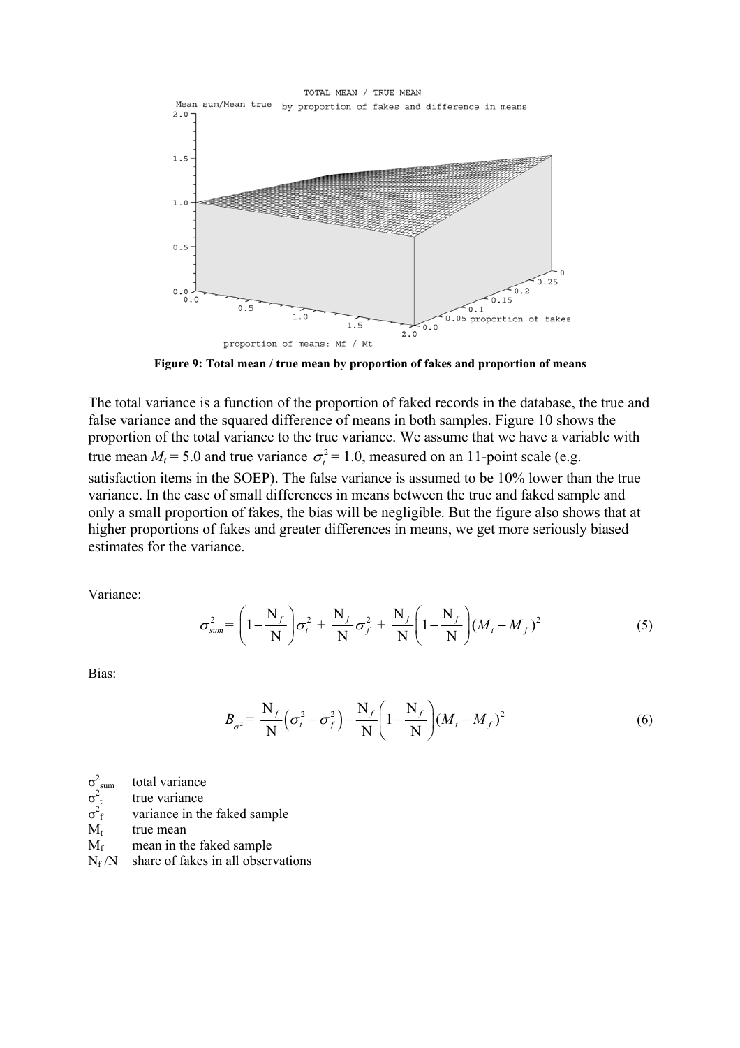**Figure 9: Total mean / true mean by proportion of fakes and proportion of means**

The total variance is a function of the proportion of faked records in the database, the true and false variance and the squared difference of means in both samples. Figure 10 shows the proportion of the total variance to the true variance. We assume that we have a variable with true mean $M_t = 5.0$ and true variance $\sigma_t^2 = 1.0$, measured on an 11-point scale (e.g. satisfaction items in the SOEP). The false variance is assumed to be 10% lower than the true variance. In the case of small differences in means between the true and faked sample and only a small proportion of fakes, the bias will be negligible. But the figure also shows that at higher proportions of fakes and greater differences in means, we get more seriously biased estimates for the variance.

Variance:

$$\sigma_{sum}^2 = \left(1 - \frac{N_f}{N}\right)\sigma_t^2 + \frac{N_f}{N}\sigma_f^2 + \frac{N_f}{N}\left(1 - \frac{N_f}{N}\right)(M_t - M_f)^2 \tag{5}$$

Bias:

$$B_{\sigma^2} = \frac{N_f}{N}\left(\sigma_t^2 - \sigma_f^2\right) - \frac{N_f}{N}\left(1 - \frac{N_f}{N}\right)(M_t - M_f)^2 \tag{6}$$

$\sigma_{sum}^2$ total variance
$\sigma_t^2$ true variance
$\sigma_f^2$ variance in the faked sample
$M_t$ true mean
$M_f$ mean in the faked sample
$N_f/N$ share of fakes in all observations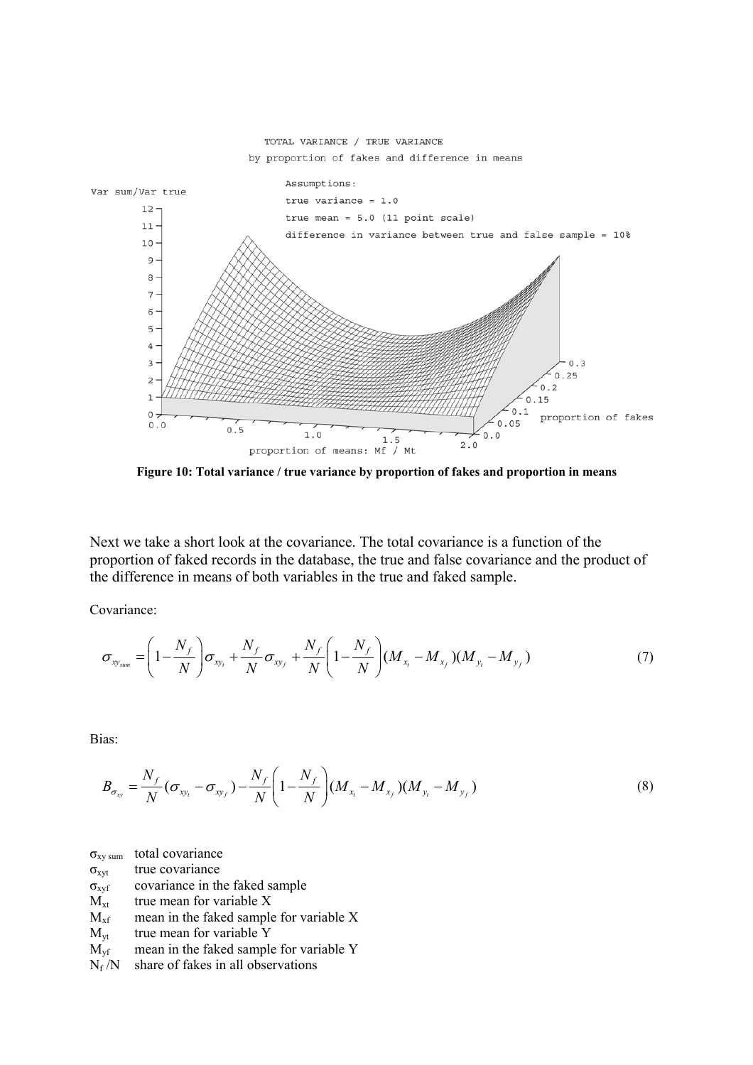Figure 10: Total variance / true variance by proportion of fakes and proportion in means

Next we take a short look at the covariance. The total covariance is a function of the proportion of faked records in the database, the true and false covariance and the product of the difference in means of both variables in the true and faked sample.

Covariance:

$$\sigma_{xy_{sum}} = \left(1 - \frac{N_f}{N}\right)\sigma_{xy_t} + \frac{N_f}{N}\sigma_{xy_f} + \frac{N_f}{N}\left(1 - \frac{N_f}{N}\right)(M_{x_t} - M_{x_f})(M_{y_t} - M_{y_f}) \tag{7}$$

Bias:

$$B_{\sigma_{xy}} = \frac{N_f}{N}(\sigma_{xy_t} - \sigma_{xy_f}) - \frac{N_f}{N}\left(1 - \frac{N_f}{N}\right)(M_{x_t} - M_{x_f})(M_{y_t} - M_{y_f}) \tag{8}$$

- $\sigma_{xy\ sum}$ total covariance
- $\sigma_{xyt}$ true covariance
- $\sigma_{xyf}$ covariance in the faked sample
- $M_{xt}$ true mean for variable X
- $M_{xf}$ mean in the faked sample for variable X
- $M_{yt}$ true mean for variable Y
- $M_{yf}$ mean in the faked sample for variable Y
- $N_f/N$ share of fakes in all observations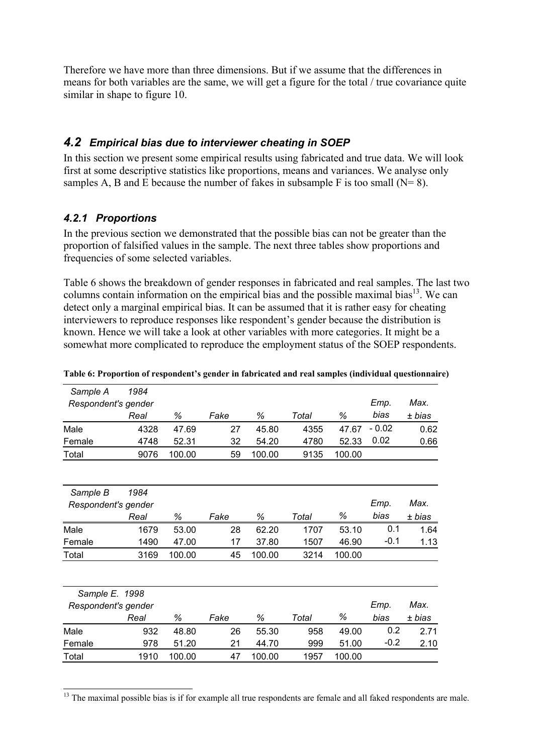Therefore we have more than three dimensions. But if we assume that the differences in means for both variables are the same, we will get a figure for the total / true covariance quite similar in shape to figure 10.

## 4.2 Empirical bias due to interviewer cheating in SOEP

In this section we present some empirical results using fabricated and true data. We will look first at some descriptive statistics like proportions, means and variances. We analyse only samples A, B and E because the number of fakes in subsample F is too small (N= 8).

### 4.2.1 Proportions

In the previous section we demonstrated that the possible bias can not be greater than the proportion of falsified values in the sample. The next three tables show proportions and frequencies of some selected variables.

Table 6 shows the breakdown of gender responses in fabricated and real samples. The last two columns contain information on the empirical bias and the possible maximal bias[13]. We can detect only a marginal empirical bias. It can be assumed that it is rather easy for cheating interviewers to reproduce responses like respondent's gender because the distribution is known. Hence we will take a look at other variables with more categories. It might be a somewhat more complicated to reproduce the employment status of the SOEP respondents.

**Table 6: Proportion of respondent's gender in fabricated and real samples (individual questionnaire)**

| *Sample A 1984* | | | | | | | | |
|---|---|---|---|---|---|---|---|---|
| *Respondent's gender* | | | | | | | *Emp.* | *Max.* |
| | *Real* | *%* | *Fake* | *%* | *Total* | *%* | *bias* | *± bias* |
| Male | 4328 | 47.69 | 27 | 45.80 | 4355 | 47.67 | - 0.02 | 0.62 |
| Female | 4748 | 52.31 | 32 | 54.20 | 4780 | 52.33 | 0.02 | 0.66 |
| Total | 9076 | 100.00 | 59 | 100.00 | 9135 | 100.00 | | |

| *Sample B 1984* | | | | | | | | |
|---|---|---|---|---|---|---|---|---|
| *Respondent's gender* | | | | | | | *Emp.* | *Max.* |
| | *Real* | *%* | *Fake* | *%* | *Total* | *%* | *bias* | *± bias* |
| Male | 1679 | 53.00 | 28 | 62.20 | 1707 | 53.10 | 0.1 | 1.64 |
| Female | 1490 | 47.00 | 17 | 37.80 | 1507 | 46.90 | -0.1 | 1.13 |
| Total | 3169 | 100.00 | 45 | 100.00 | 3214 | 100.00 | | |

| *Sample E. 1998* | | | | | | | | |
|---|---|---|---|---|---|---|---|---|
| *Respondent's gender* | | | | | | | *Emp.* | *Max.* |
| | *Real* | *%* | *Fake* | *%* | *Total* | *%* | *bias* | *± bias* |
| Male | 932 | 48.80 | 26 | 55.30 | 958 | 49.00 | 0.2 | 2.71 |
| Female | 978 | 51.20 | 21 | 44.70 | 999 | 51.00 | -0.2 | 2.10 |
| Total | 1910 | 100.00 | 47 | 100.00 | 1957 | 100.00 | | |

[13] The maximal possible bias is if for example all true respondents are female and all faked respondents are male.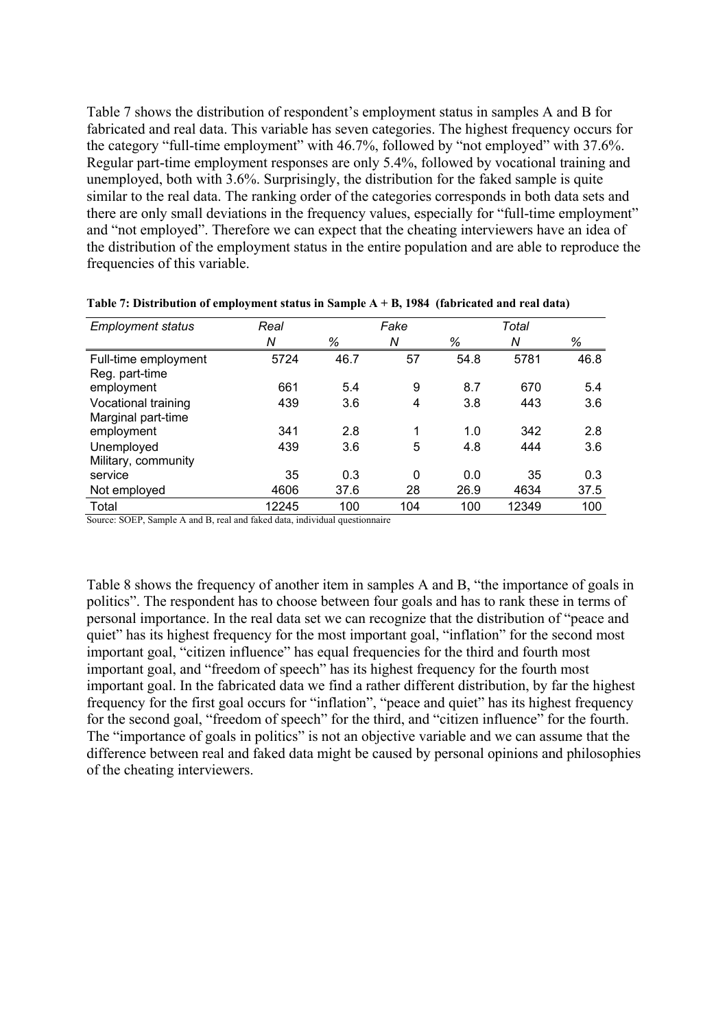Table 7 shows the distribution of respondent's employment status in samples A and B for fabricated and real data. This variable has seven categories. The highest frequency occurs for the category "full-time employment" with 46.7%, followed by "not employed" with 37.6%. Regular part-time employment responses are only 5.4%, followed by vocational training and unemployed, both with 3.6%. Surprisingly, the distribution for the faked sample is quite similar to the real data. The ranking order of the categories corresponds in both data sets and there are only small deviations in the frequency values, especially for "full-time employment" and "not employed". Therefore we can expect that the cheating interviewers have an idea of the distribution of the employment status in the entire population and are able to reproduce the frequencies of this variable.

**Table 7: Distribution of employment status in Sample A + B, 1984 (fabricated and real data)**

| *Employment status* | *Real* | | *Fake* | | *Total* | |
|---|---|---|---|---|---|---|
| | *N* | *%* | *N* | *%* | *N* | *%* |
| Full-time employment | 5724 | 46.7 | 57 | 54.8 | 5781 | 46.8 |
| Reg. part-time employment | 661 | 5.4 | 9 | 8.7 | 670 | 5.4 |
| Vocational training | 439 | 3.6 | 4 | 3.8 | 443 | 3.6 |
| Marginal part-time employment | 341 | 2.8 | 1 | 1.0 | 342 | 2.8 |
| Unemployed | 439 | 3.6 | 5 | 4.8 | 444 | 3.6 |
| Military, community service | 35 | 0.3 | 0 | 0.0 | 35 | 0.3 |
| Not employed | 4606 | 37.6 | 28 | 26.9 | 4634 | 37.5 |
| Total | 12245 | 100 | 104 | 100 | 12349 | 100 |

Source: SOEP, Sample A and B, real and faked data, individual questionnaire

Table 8 shows the frequency of another item in samples A and B, "the importance of goals in politics". The respondent has to choose between four goals and has to rank these in terms of personal importance. In the real data set we can recognize that the distribution of "peace and quiet" has its highest frequency for the most important goal, "inflation" for the second most important goal, "citizen influence" has equal frequencies for the third and fourth most important goal, and "freedom of speech" has its highest frequency for the fourth most important goal. In the fabricated data we find a rather different distribution, by far the highest frequency for the first goal occurs for "inflation", "peace and quiet" has its highest frequency for the second goal, "freedom of speech" for the third, and "citizen influence" for the fourth. The "importance of goals in politics" is not an objective variable and we can assume that the difference between real and faked data might be caused by personal opinions and philosophies of the cheating interviewers.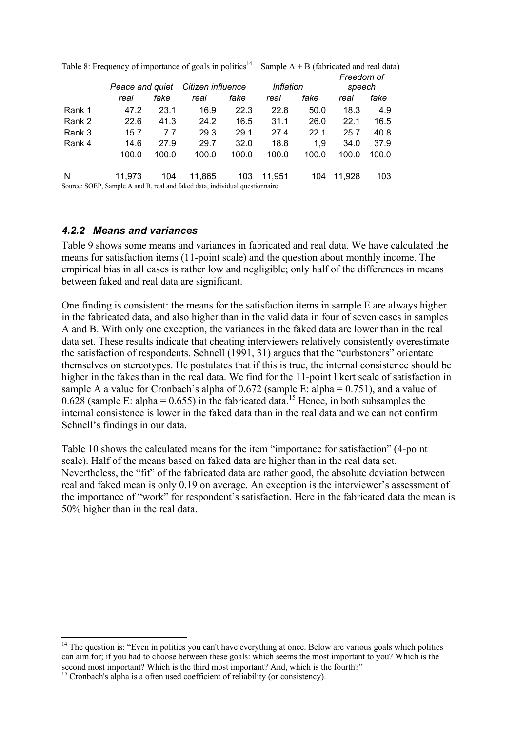Table 8: Frequency of importance of goals in politics[14] – Sample A + B (fabricated and real data)

| | *Peace and quiet* | | *Citizen influence* | | *Inflation* | | *Freedom of speech* | |
|---|---|---|---|---|---|---|---|---|
| | *real* | *fake* | *real* | *fake* | *real* | *fake* | *real* | *fake* |
| Rank 1 | 47.2 | 23.1 | 16.9 | 22.3 | 22.8 | 50.0 | 18.3 | 4.9 |
| Rank 2 | 22.6 | 41.3 | 24.2 | 16.5 | 31.1 | 26.0 | 22.1 | 16.5 |
| Rank 3 | 15.7 | 7.7 | 29.3 | 29.1 | 27.4 | 22.1 | 25.7 | 40.8 |
| Rank 4 | 14.6 | 27.9 | 29.7 | 32.0 | 18.8 | 1,9 | 34.0 | 37.9 |
| | 100.0 | 100.0 | 100.0 | 100.0 | 100.0 | 100.0 | 100.0 | 100.0 |
| N | 11,973 | 104 | 11,865 | 103 | 11,951 | 104 | 11,928 | 103 |

Source: SOEP, Sample A and B, real and faked data, individual questionnaire

### *4.2.2 Means and variances*

Table 9 shows some means and variances in fabricated and real data. We have calculated the means for satisfaction items (11-point scale) and the question about monthly income. The empirical bias in all cases is rather low and negligible; only half of the differences in means between faked and real data are significant.

One finding is consistent: the means for the satisfaction items in sample E are always higher in the fabricated data, and also higher than in the valid data in four of seven cases in samples A and B. With only one exception, the variances in the faked data are lower than in the real data set. These results indicate that cheating interviewers relatively consistently overestimate the satisfaction of respondents. Schnell (1991, 31) argues that the "curbstoners" orientate themselves on stereotypes. He postulates that if this is true, the internal consistence should be higher in the fakes than in the real data. We find for the 11-point likert scale of satisfaction in sample A a value for Cronbach's alpha of 0.672 (sample E: alpha = 0.751), and a value of 0.628 (sample E: alpha = 0.655) in the fabricated data.[15] Hence, in both subsamples the internal consistence is lower in the faked data than in the real data and we can not confirm Schnell's findings in our data.

Table 10 shows the calculated means for the item "importance for satisfaction" (4-point scale). Half of the means based on faked data are higher than in the real data set. Nevertheless, the "fit" of the fabricated data are rather good, the absolute deviation between real and faked mean is only 0.19 on average. An exception is the interviewer's assessment of the importance of "work" for respondent's satisfaction. Here in the fabricated data the mean is 50% higher than in the real data.

---

[14] The question is: "Even in politics you can't have everything at once. Below are various goals which politics can aim for; if you had to choose between these goals: which seems the most important to you? Which is the second most important? Which is the third most important? And, which is the fourth?"

[15] Cronbach's alpha is a often used coefficient of reliability (or consistency).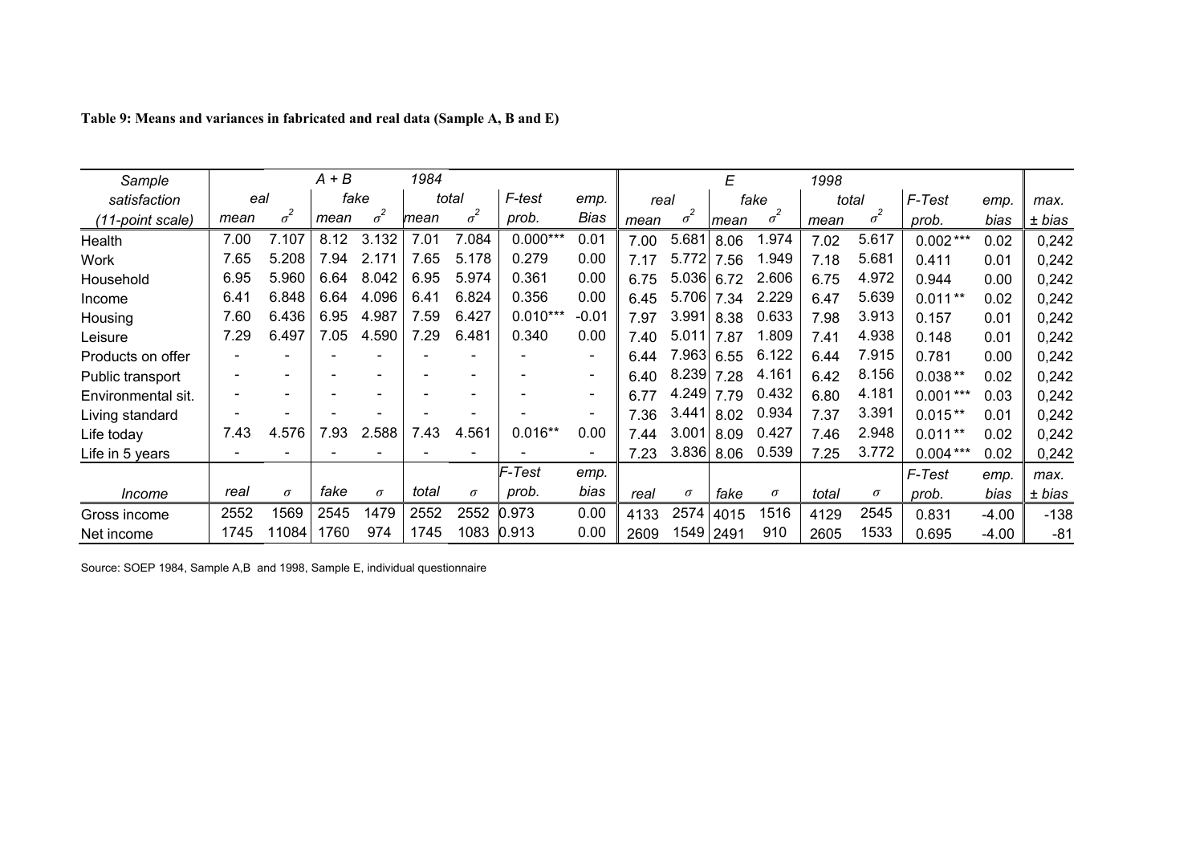**Table 9: Means and variances in fabricated and real data (Sample A, B and E)**

| Sample | | | A + B | | 1984 | | | | E | | | | 1998 | | | | |
|---|---|---|---|---|---|---|---|---|---|---|---|---|---|---|---|---|---|
| satisfaction | eal | | fake | | total | | F-test | emp. | real | | fake | | total | | F-Test | emp. | max. |
| (11-point scale) | mean | $\sigma^2$ | mean | $\sigma^2$ | mean | $\sigma^2$ | prob. | Bias | mean | $\sigma^2$ | mean | $\sigma^2$ | mean | $\sigma^2$ | prob. | bias | ± bias |
| Health | 7.00 | 7.107 | 8.12 | 3.132 | 7.01 | 7.084 | 0.000*** | 0.01 | 7.00 | 5.681 | 8.06 | 1.974 | 7.02 | 5.617 | 0.002 *** | 0.02 | 0,242 |
| Work | 7.65 | 5.208 | 7.94 | 2.171 | 7.65 | 5.178 | 0.279 | 0.00 | 7.17 | 5.772 | 7.56 | 1.949 | 7.18 | 5.681 | 0.411 | 0.01 | 0,242 |
| Household | 6.95 | 5.960 | 6.64 | 8.042 | 6.95 | 5.974 | 0.361 | 0.00 | 6.75 | 5.036 | 6.72 | 2.606 | 6.75 | 4.972 | 0.944 | 0.00 | 0,242 |
| Income | 6.41 | 6.848 | 6.64 | 4.096 | 6.41 | 6.824 | 0.356 | 0.00 | 6.45 | 5.706 | 7.34 | 2.229 | 6.47 | 5.639 | 0.011 ** | 0.02 | 0,242 |
| Housing | 7.60 | 6.436 | 6.95 | 4.987 | 7.59 | 6.427 | 0.010*** | -0.01 | 7.97 | 3.991 | 8.38 | 0.633 | 7.98 | 3.913 | 0.157 | 0.01 | 0,242 |
| Leisure | 7.29 | 6.497 | 7.05 | 4.590 | 7.29 | 6.481 | 0.340 | 0.00 | 7.40 | 5.011 | 7.87 | 1.809 | 7.41 | 4.938 | 0.148 | 0.01 | 0,242 |
| Products on offer | - | - | - | - | - | - | - | - | 6.44 | 7.963 | 6.55 | 6.122 | 6.44 | 7.915 | 0.781 | 0.00 | 0,242 |
| Public transport | - | - | - | - | - | - | - | - | 6.40 | 8.239 | 7.28 | 4.161 | 6.42 | 8.156 | 0.038 ** | 0.02 | 0,242 |
| Environmental sit. | - | - | - | - | - | - | - | - | 6.77 | 4.249 | 7.79 | 0.432 | 6.80 | 4.181 | 0.001 *** | 0.03 | 0,242 |
| Living standard | - | - | - | - | - | - | - | - | 7.36 | 3.441 | 8.02 | 0.934 | 7.37 | 3.391 | 0.015 ** | 0.01 | 0,242 |
| Life today | 7.43 | 4.576 | 7.93 | 2.588 | 7.43 | 4.561 | 0.016** | 0.00 | 7.44 | 3.001 | 8.09 | 0.427 | 7.46 | 2.948 | 0.011 ** | 0.02 | 0,242 |
| Life in 5 years | - | - | - | - | - | - | - | - | 7.23 | 3.836 | 8.06 | 0.539 | 7.25 | 3.772 | 0.004 *** | 0.02 | 0,242 |
| | | | | | | | F-Test | emp. | | | | | | | F-Test | emp. | max. |
| Income | real | $\sigma$ | fake | $\sigma$ | total | $\sigma$ | prob. | bias | real | $\sigma$ | fake | $\sigma$ | total | $\sigma$ | prob. | bias | ± bias |
| Gross income | 2552 | 1569 | 2545 | 1479 | 2552 | 2552 | 0.973 | 0.00 | 4133 | 2574 | 4015 | 1516 | 4129 | 2545 | 0.831 | -4.00 | -138 |
| Net income | 1745 | 11084 | 1760 | 974 | 1745 | 1083 | 0.913 | 0.00 | 2609 | 1549 | 2491 | 910 | 2605 | 1533 | 0.695 | -4.00 | -81 |

Source: SOEP 1984, Sample A,B and 1998, Sample E, individual questionnaire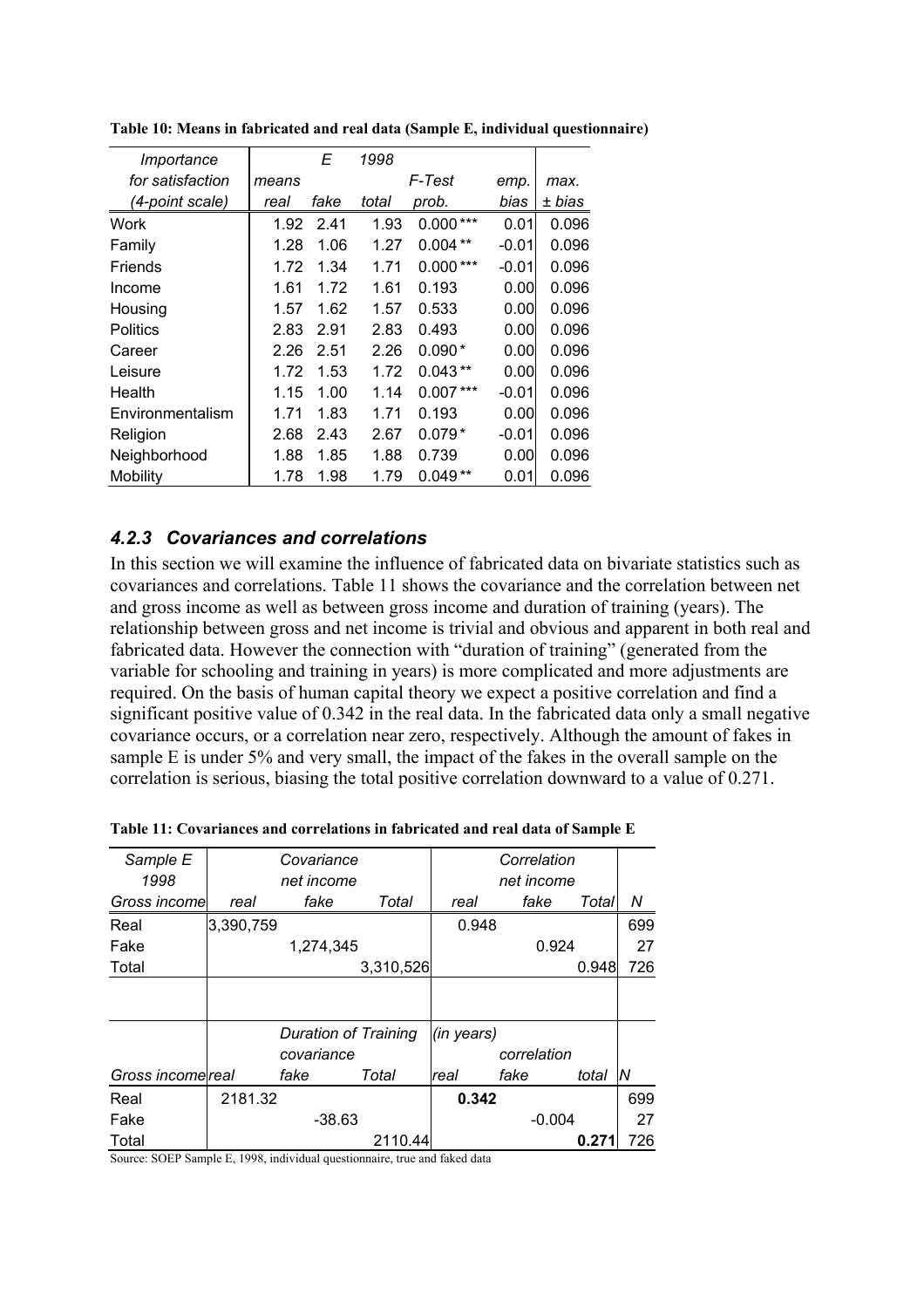**Table 10: Means in fabricated and real data (Sample E, individual questionnaire)**

| *Importance for satisfaction (4-point scale)* | *E 1998 means real* | *fake* | *total* | *F-Test prob.* | *emp. bias* | *max. ± bias* |
|---|---|---|---|---|---|---|
| Work | 1.92 | 2.41 | 1.93 | 0.000 *** | 0.01 | 0.096 |
| Family | 1.28 | 1.06 | 1.27 | 0.004 ** | -0.01 | 0.096 |
| Friends | 1.72 | 1.34 | 1.71 | 0.000 *** | -0.01 | 0.096 |
| Income | 1.61 | 1.72 | 1.61 | 0.193 | 0.00 | 0.096 |
| Housing | 1.57 | 1.62 | 1.57 | 0.533 | 0.00 | 0.096 |
| Politics | 2.83 | 2.91 | 2.83 | 0.493 | 0.00 | 0.096 |
| Career | 2.26 | 2.51 | 2.26 | 0.090 * | 0.00 | 0.096 |
| Leisure | 1.72 | 1.53 | 1.72 | 0.043 ** | 0.00 | 0.096 |
| Health | 1.15 | 1.00 | 1.14 | 0.007 *** | -0.01 | 0.096 |
| Environmentalism | 1.71 | 1.83 | 1.71 | 0.193 | 0.00 | 0.096 |
| Religion | 2.68 | 2.43 | 2.67 | 0.079 * | -0.01 | 0.096 |
| Neighborhood | 1.88 | 1.85 | 1.88 | 0.739 | 0.00 | 0.096 |
| Mobility | 1.78 | 1.98 | 1.79 | 0.049 ** | 0.01 | 0.096 |

### *4.2.3 Covariances and correlations*

In this section we will examine the influence of fabricated data on bivariate statistics such as covariances and correlations. Table 11 shows the covariance and the correlation between net and gross income as well as between gross income and duration of training (years). The relationship between gross and net income is trivial and obvious and apparent in both real and fabricated data. However the connection with "duration of training" (generated from the variable for schooling and training in years) is more complicated and more adjustments are required. On the basis of human capital theory we expect a positive correlation and find a significant positive value of 0.342 in the real data. In the fabricated data only a small negative covariance occurs, or a correlation near zero, respectively. Although the amount of fakes in sample E is under 5% and very small, the impact of the fakes in the overall sample on the correlation is serious, biasing the total positive correlation downward to a value of 0.271.

**Table 11: Covariances and correlations in fabricated and real data of Sample E**

| *Sample E 1998* | *Covariance net income* | | | *Correlation net income* | | | |
|---|---|---|---|---|---|---|---|
| *Gross income* | *real* | *fake* | *Total* | *real* | *fake* | *Total* | *N* |
| Real | 3,390,759 | | | 0.948 | | | 699 |
| Fake | | 1,274,345 | | | 0.924 | | 27 |
| Total | | | 3,310,526 | | | 0.948 | 726 |
| | | | | | | | |
| | *Duration of Training covariance* | | | *(in years) correlation* | | | |
| *Gross income* | *real* | *fake* | *Total* | *real* | *fake* | *total* | *N* |
| Real | 2181.32 | | | **0.342** | | | 699 |
| Fake | | -38.63 | | | -0.004 | | 27 |
| Total | | | 2110.44 | | | **0.271** | 726 |

Source: SOEP Sample E, 1998, individual questionnaire, true and faked data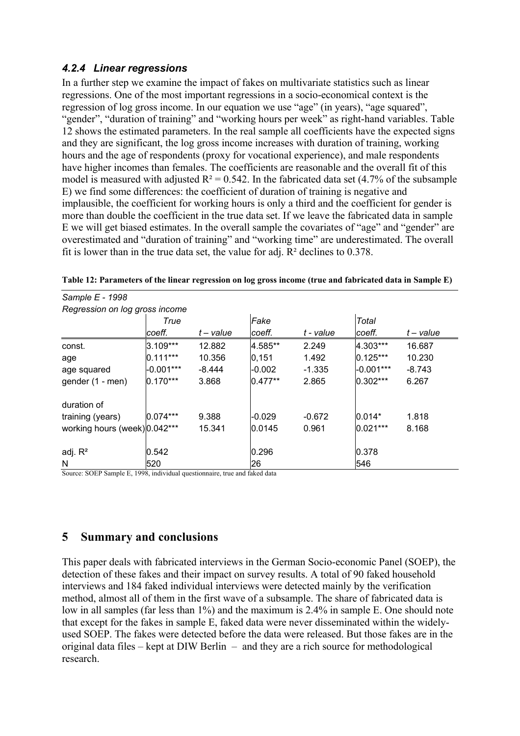### *4.2.4 Linear regressions*

In a further step we examine the impact of fakes on multivariate statistics such as linear regressions. One of the most important regressions in a socio-economical context is the regression of log gross income. In our equation we use "age" (in years), "age squared", "gender", "duration of training" and "working hours per week" as right-hand variables. Table 12 shows the estimated parameters. In the real sample all coefficients have the expected signs and they are significant, the log gross income increases with duration of training, working hours and the age of respondents (proxy for vocational experience), and male respondents have higher incomes than females. The coefficients are reasonable and the overall fit of this model is measured with adjusted $R^2 = 0.542$. In the fabricated data set (4.7% of the subsample E) we find some differences: the coefficient of duration of training is negative and implausible, the coefficient for working hours is only a third and the coefficient for gender is more than double the coefficient in the true data set. If we leave the fabricated data in sample E we will get biased estimates. In the overall sample the covariates of "age" and "gender" are overestimated and "duration of training" and "working time" are underestimated. The overall fit is lower than in the true data set, the value for adj. $R^2$ declines to 0.378.

**Table 12: Parameters of the linear regression on log gross income (true and fabricated data in Sample E)**

*Sample E - 1998*
*Regression on log gross income*

| | *True* | | *Fake* | | *Total* | |
|---|---|---|---|---|---|---|
| | *coeff.* | *t – value* | *coeff.* | *t - value* | *coeff.* | *t – value* |
| const. | 3.109*** | 12.882 | 4.585** | 2.249 | 4.303*** | 16.687 |
| age | 0.111*** | 10.356 | 0,151 | 1.492 | 0.125*** | 10.230 |
| age squared | -0.001*** | -8.444 | -0.002 | -1.335 | -0.001*** | -8.743 |
| gender (1 - men) | 0.170*** | 3.868 | 0.477** | 2.865 | 0.302*** | 6.267 |
| duration of training (years) | 0.074*** | 9.388 | -0.029 | -0.672 | 0.014* | 1.818 |
| working hours (week) | 0.042*** | 15.341 | 0.0145 | 0.961 | 0.021*** | 8.168 |
| adj. $R^2$ | 0.542 | | 0.296 | | 0.378 | |
| N | 520 | | 26 | | 546 | |

Source: SOEP Sample E, 1998, individual questionnaire, true and faked data

# 5 Summary and conclusions

This paper deals with fabricated interviews in the German Socio-economic Panel (SOEP), the detection of these fakes and their impact on survey results. A total of 90 faked household interviews and 184 faked individual interviews were detected mainly by the verification method, almost all of them in the first wave of a subsample. The share of fabricated data is low in all samples (far less than 1%) and the maximum is 2.4% in sample E. One should note that except for the fakes in sample E, faked data were never disseminated within the widely-used SOEP. The fakes were detected before the data were released. But those fakes are in the original data files – kept at DIW Berlin – and they are a rich source for methodological research.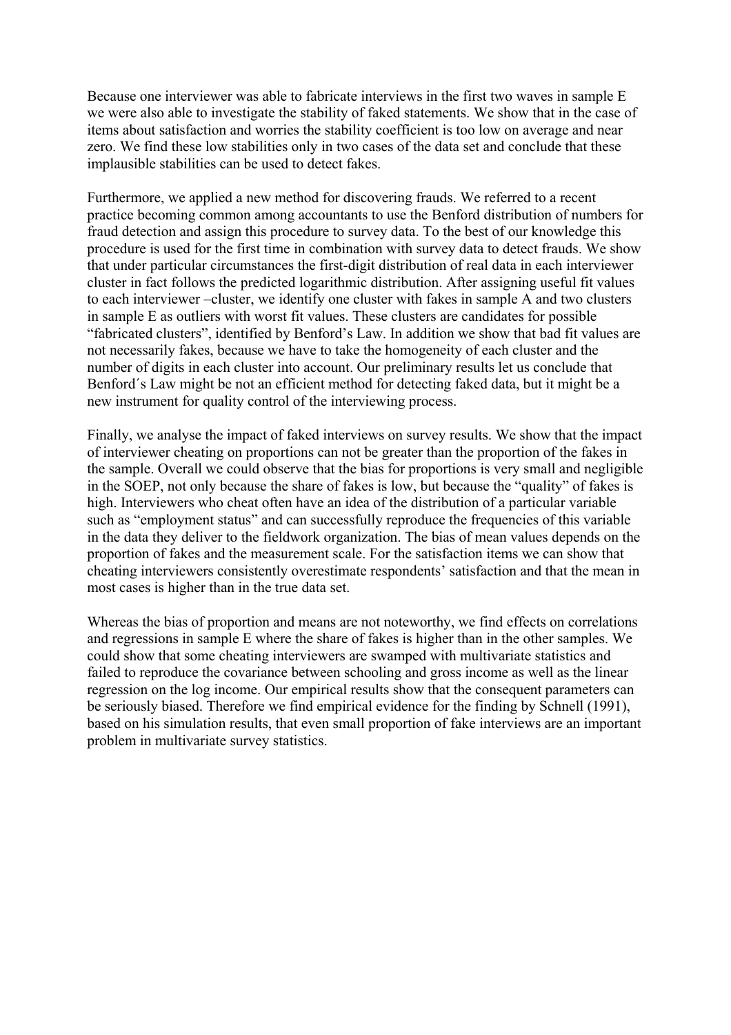Because one interviewer was able to fabricate interviews in the first two waves in sample E we were also able to investigate the stability of faked statements. We show that in the case of items about satisfaction and worries the stability coefficient is too low on average and near zero. We find these low stabilities only in two cases of the data set and conclude that these implausible stabilities can be used to detect fakes.

Furthermore, we applied a new method for discovering frauds. We referred to a recent practice becoming common among accountants to use the Benford distribution of numbers for fraud detection and assign this procedure to survey data. To the best of our knowledge this procedure is used for the first time in combination with survey data to detect frauds. We show that under particular circumstances the first-digit distribution of real data in each interviewer cluster in fact follows the predicted logarithmic distribution. After assigning useful fit values to each interviewer –cluster, we identify one cluster with fakes in sample A and two clusters in sample E as outliers with worst fit values. These clusters are candidates for possible "fabricated clusters", identified by Benford's Law. In addition we show that bad fit values are not necessarily fakes, because we have to take the homogeneity of each cluster and the number of digits in each cluster into account. Our preliminary results let us conclude that Benford´s Law might be not an efficient method for detecting faked data, but it might be a new instrument for quality control of the interviewing process.

Finally, we analyse the impact of faked interviews on survey results. We show that the impact of interviewer cheating on proportions can not be greater than the proportion of the fakes in the sample. Overall we could observe that the bias for proportions is very small and negligible in the SOEP, not only because the share of fakes is low, but because the "quality" of fakes is high. Interviewers who cheat often have an idea of the distribution of a particular variable such as "employment status" and can successfully reproduce the frequencies of this variable in the data they deliver to the fieldwork organization. The bias of mean values depends on the proportion of fakes and the measurement scale. For the satisfaction items we can show that cheating interviewers consistently overestimate respondents' satisfaction and that the mean in most cases is higher than in the true data set.

Whereas the bias of proportion and means are not noteworthy, we find effects on correlations and regressions in sample E where the share of fakes is higher than in the other samples. We could show that some cheating interviewers are swamped with multivariate statistics and failed to reproduce the covariance between schooling and gross income as well as the linear regression on the log income. Our empirical results show that the consequent parameters can be seriously biased. Therefore we find empirical evidence for the finding by Schnell (1991), based on his simulation results, that even small proportion of fake interviews are an important problem in multivariate survey statistics.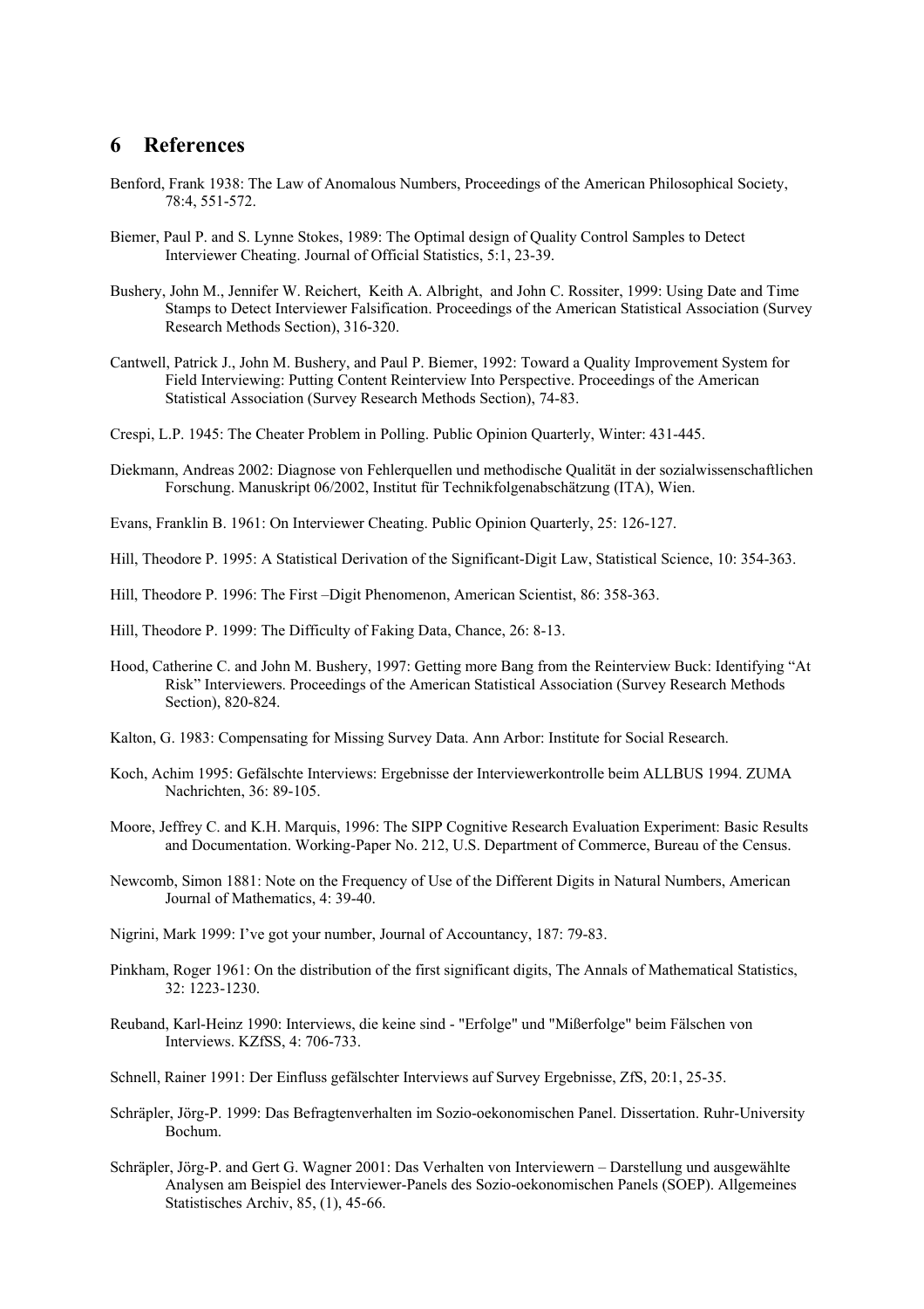## 6 References

Benford, Frank 1938: The Law of Anomalous Numbers, Proceedings of the American Philosophical Society, 78:4, 551-572.

Biemer, Paul P. and S. Lynne Stokes, 1989: The Optimal design of Quality Control Samples to Detect Interviewer Cheating. Journal of Official Statistics, 5:1, 23-39.

Bushery, John M., Jennifer W. Reichert, Keith A. Albright, and John C. Rossiter, 1999: Using Date and Time Stamps to Detect Interviewer Falsification. Proceedings of the American Statistical Association (Survey Research Methods Section), 316-320.

Cantwell, Patrick J., John M. Bushery, and Paul P. Biemer, 1992: Toward a Quality Improvement System for Field Interviewing: Putting Content Reinterview Into Perspective. Proceedings of the American Statistical Association (Survey Research Methods Section), 74-83.

Crespi, L.P. 1945: The Cheater Problem in Polling. Public Opinion Quarterly, Winter: 431-445.

Diekmann, Andreas 2002: Diagnose von Fehlerquellen und methodische Qualität in der sozialwissenschaftlichen Forschung. Manuskript 06/2002, Institut für Technikfolgenabschätzung (ITA), Wien.

Evans, Franklin B. 1961: On Interviewer Cheating. Public Opinion Quarterly, 25: 126-127.

Hill, Theodore P. 1995: A Statistical Derivation of the Significant-Digit Law, Statistical Science, 10: 354-363.

Hill, Theodore P. 1996: The First –Digit Phenomenon, American Scientist, 86: 358-363.

Hill, Theodore P. 1999: The Difficulty of Faking Data, Chance, 26: 8-13.

Hood, Catherine C. and John M. Bushery, 1997: Getting more Bang from the Reinterview Buck: Identifying "At Risk" Interviewers. Proceedings of the American Statistical Association (Survey Research Methods Section), 820-824.

Kalton, G. 1983: Compensating for Missing Survey Data. Ann Arbor: Institute for Social Research.

Koch, Achim 1995: Gefälschte Interviews: Ergebnisse der Interviewerkontrolle beim ALLBUS 1994. ZUMA Nachrichten, 36: 89-105.

Moore, Jeffrey C. and K.H. Marquis, 1996: The SIPP Cognitive Research Evaluation Experiment: Basic Results and Documentation. Working-Paper No. 212, U.S. Department of Commerce, Bureau of the Census.

Newcomb, Simon 1881: Note on the Frequency of Use of the Different Digits in Natural Numbers, American Journal of Mathematics, 4: 39-40.

Nigrini, Mark 1999: I've got your number, Journal of Accountancy, 187: 79-83.

Pinkham, Roger 1961: On the distribution of the first significant digits, The Annals of Mathematical Statistics, 32: 1223-1230.

Reuband, Karl-Heinz 1990: Interviews, die keine sind - "Erfolge" und "Mißerfolge" beim Fälschen von Interviews. KZfSS, 4: 706-733.

Schnell, Rainer 1991: Der Einfluss gefälschter Interviews auf Survey Ergebnisse, ZfS, 20:1, 25-35.

Schräpler, Jörg-P. 1999: Das Befragtenverhalten im Sozio-oekonomischen Panel. Dissertation. Ruhr-University Bochum.

Schräpler, Jörg-P. and Gert G. Wagner 2001: Das Verhalten von Interviewern – Darstellung und ausgewählte Analysen am Beispiel des Interviewer-Panels des Sozio-oekonomischen Panels (SOEP). Allgemeines Statistisches Archiv, 85, (1), 45-66.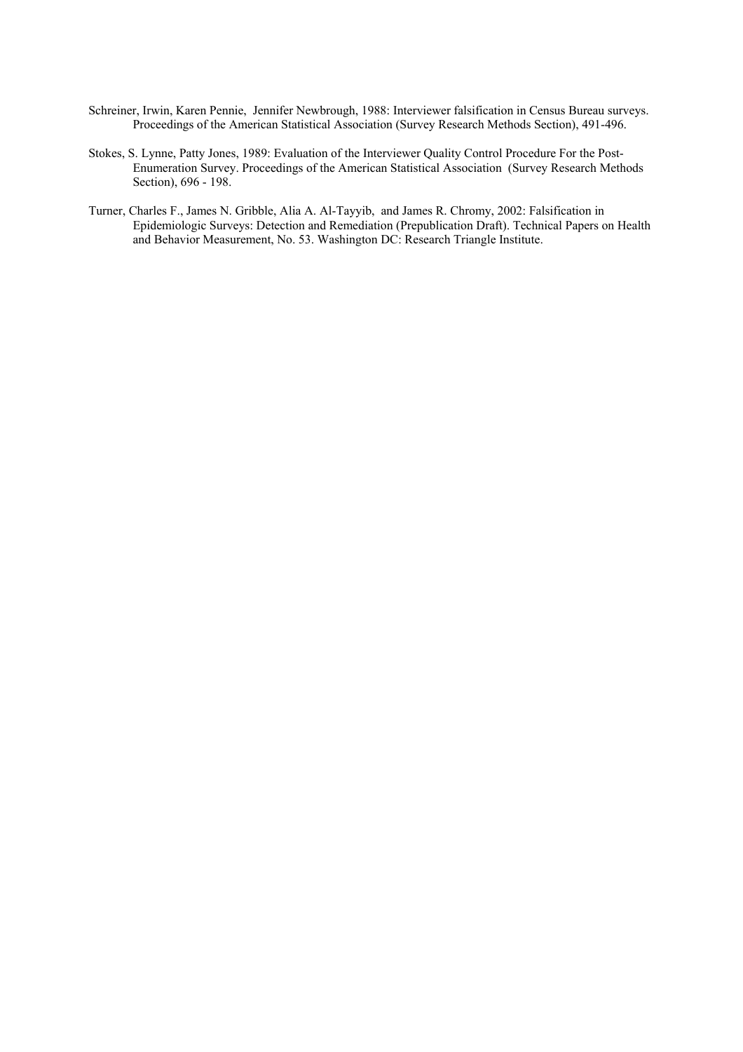Schreiner, Irwin, Karen Pennie, Jennifer Newbrough, 1988: Interviewer falsification in Census Bureau surveys. Proceedings of the American Statistical Association (Survey Research Methods Section), 491-496.

Stokes, S. Lynne, Patty Jones, 1989: Evaluation of the Interviewer Quality Control Procedure For the Post-Enumeration Survey. Proceedings of the American Statistical Association (Survey Research Methods Section), 696 - 198.

Turner, Charles F., James N. Gribble, Alia A. Al-Tayyib, and James R. Chromy, 2002: Falsification in Epidemiologic Surveys: Detection and Remediation (Prepublication Draft). Technical Papers on Health and Behavior Measurement, No. 53. Washington DC: Research Triangle Institute.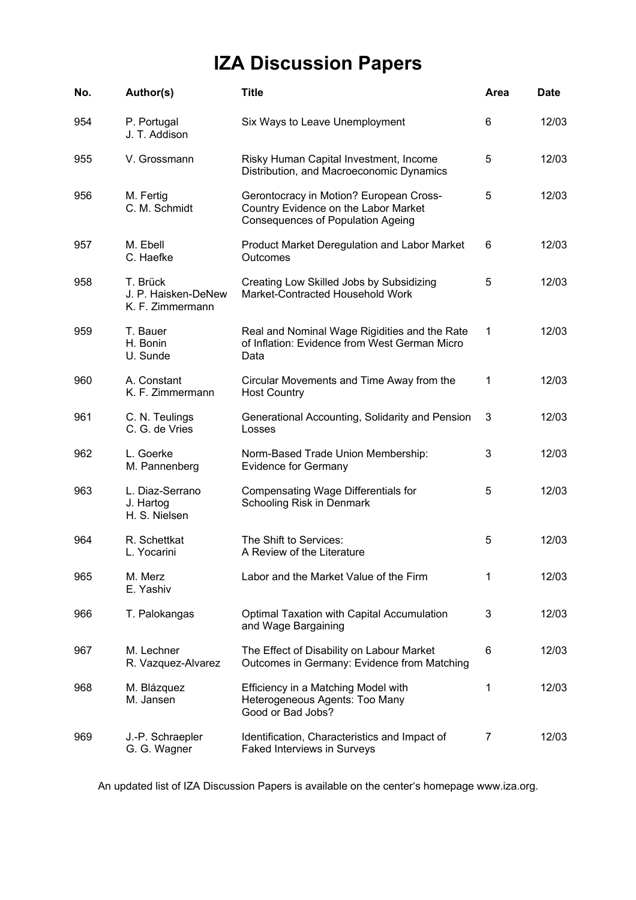# IZA Discussion Papers

| No. | Author(s) | Title | Area | Date |
|---|---|---|---|---|
| 954 | P. Portugal<br>J. T. Addison | Six Ways to Leave Unemployment | 6 | 12/03 |
| 955 | V. Grossmann | Risky Human Capital Investment, Income Distribution, and Macroeconomic Dynamics | 5 | 12/03 |
| 956 | M. Fertig<br>C. M. Schmidt | Gerontocracy in Motion? European Cross-Country Evidence on the Labor Market Consequences of Population Ageing | 5 | 12/03 |
| 957 | M. Ebell<br>C. Haefke | Product Market Deregulation and Labor Market Outcomes | 6 | 12/03 |
| 958 | T. Brück<br>J. P. Haisken-DeNew<br>K. F. Zimmermann | Creating Low Skilled Jobs by Subsidizing Market-Contracted Household Work | 5 | 12/03 |
| 959 | T. Bauer<br>H. Bonin<br>U. Sunde | Real and Nominal Wage Rigidities and the Rate of Inflation: Evidence from West German Micro Data | 1 | 12/03 |
| 960 | A. Constant<br>K. F. Zimmermann | Circular Movements and Time Away from the Host Country | 1 | 12/03 |
| 961 | C. N. Teulings<br>C. G. de Vries | Generational Accounting, Solidarity and Pension Losses | 3 | 12/03 |
| 962 | L. Goerke<br>M. Pannenberg | Norm-Based Trade Union Membership: Evidence for Germany | 3 | 12/03 |
| 963 | L. Diaz-Serrano<br>J. Hartog<br>H. S. Nielsen | Compensating Wage Differentials for Schooling Risk in Denmark | 5 | 12/03 |
| 964 | R. Schettkat<br>L. Yocarini | The Shift to Services: A Review of the Literature | 5 | 12/03 |
| 965 | M. Merz<br>E. Yashiv | Labor and the Market Value of the Firm | 1 | 12/03 |
| 966 | T. Palokangas | Optimal Taxation with Capital Accumulation and Wage Bargaining | 3 | 12/03 |
| 967 | M. Lechner<br>R. Vazquez-Alvarez | The Effect of Disability on Labour Market Outcomes in Germany: Evidence from Matching | 6 | 12/03 |
| 968 | M. Blázquez<br>M. Jansen | Efficiency in a Matching Model with Heterogeneous Agents: Too Many Good or Bad Jobs? | 1 | 12/03 |
| 969 | J.-P. Schraepler<br>G. G. Wagner | Identification, Characteristics and Impact of Faked Interviews in Surveys | 7 | 12/03 |

An updated list of IZA Discussion Papers is available on the center's homepage www.iza.org.